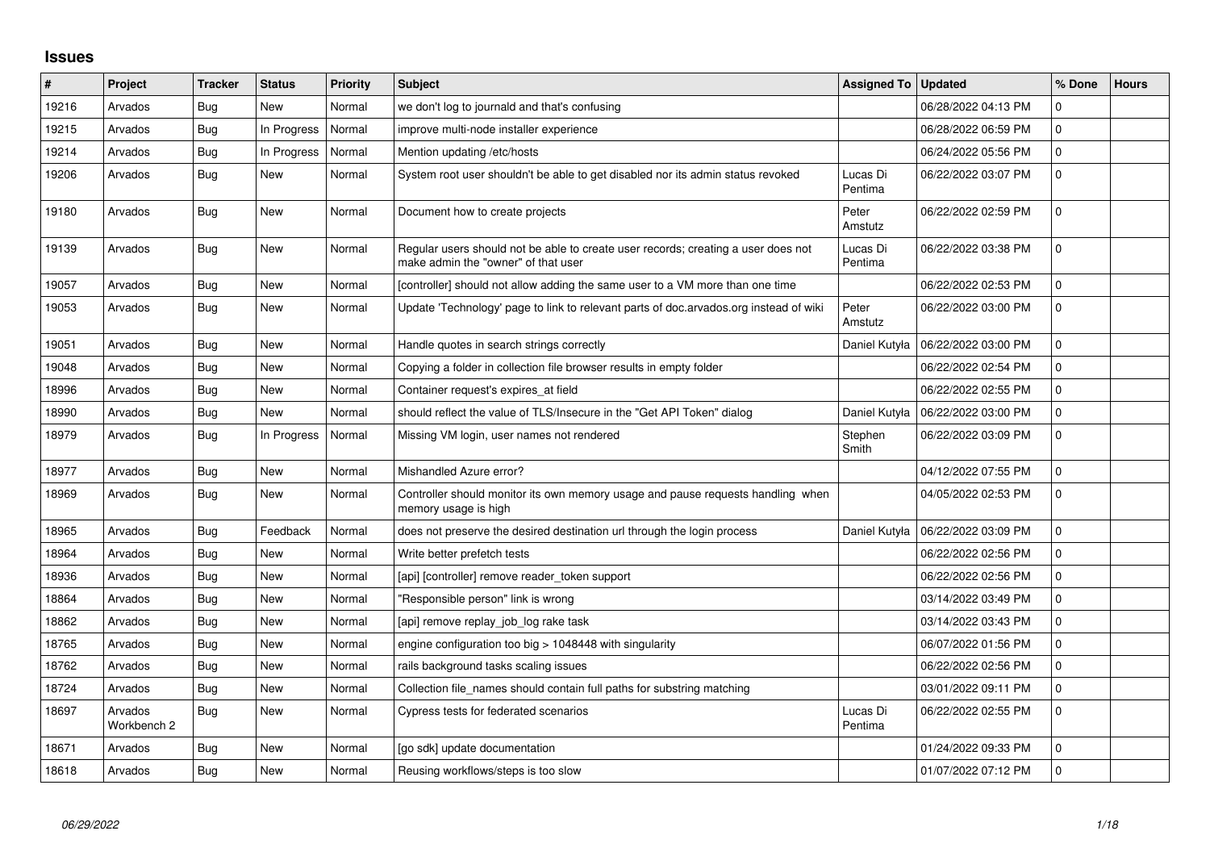# Issues

| # | Project | Tracker | Status | Priority | Subject | Assigned To | Updated | % Done | Hours |
|---|---|---|---|---|---|---|---|---|---|
| 19216 | Arvados | Bug | New | Normal | we don't log to journald and that's confusing | | 06/28/2022 04:13 PM | 0 | |
| 19215 | Arvados | Bug | In Progress | Normal | improve multi-node installer experience | | 06/28/2022 06:59 PM | 0 | |
| 19214 | Arvados | Bug | In Progress | Normal | Mention updating /etc/hosts | | 06/24/2022 05:56 PM | 0 | |
| 19206 | Arvados | Bug | New | Normal | System root user shouldn't be able to get disabled nor its admin status revoked | Lucas Di Pentima | 06/22/2022 03:07 PM | 0 | |
| 19180 | Arvados | Bug | New | Normal | Document how to create projects | Peter Amstutz | 06/22/2022 02:59 PM | 0 | |
| 19139 | Arvados | Bug | New | Normal | Regular users should not be able to create user records; creating a user does not make admin the "owner" of that user | Lucas Di Pentima | 06/22/2022 03:38 PM | 0 | |
| 19057 | Arvados | Bug | New | Normal | [controller] should not allow adding the same user to a VM more than one time | | 06/22/2022 02:53 PM | 0 | |
| 19053 | Arvados | Bug | New | Normal | Update 'Technology' page to link to relevant parts of doc.arvados.org instead of wiki | Peter Amstutz | 06/22/2022 03:00 PM | 0 | |
| 19051 | Arvados | Bug | New | Normal | Handle quotes in search strings correctly | Daniel Kutyła | 06/22/2022 03:00 PM | 0 | |
| 19048 | Arvados | Bug | New | Normal | Copying a folder in collection file browser results in empty folder | | 06/22/2022 02:54 PM | 0 | |
| 18996 | Arvados | Bug | New | Normal | Container request's expires_at field | | 06/22/2022 02:55 PM | 0 | |
| 18990 | Arvados | Bug | New | Normal | should reflect the value of TLS/Insecure in the "Get API Token" dialog | Daniel Kutyła | 06/22/2022 03:00 PM | 0 | |
| 18979 | Arvados | Bug | In Progress | Normal | Missing VM login, user names not rendered | Stephen Smith | 06/22/2022 03:09 PM | 0 | |
| 18977 | Arvados | Bug | New | Normal | Mishandled Azure error? | | 04/12/2022 07:55 PM | 0 | |
| 18969 | Arvados | Bug | New | Normal | Controller should monitor its own memory usage and pause requests handling when memory usage is high | | 04/05/2022 02:53 PM | 0 | |
| 18965 | Arvados | Bug | Feedback | Normal | does not preserve the desired destination url through the login process | Daniel Kutyła | 06/22/2022 03:09 PM | 0 | |
| 18964 | Arvados | Bug | New | Normal | Write better prefetch tests | | 06/22/2022 02:56 PM | 0 | |
| 18936 | Arvados | Bug | New | Normal | [api] [controller] remove reader_token support | | 06/22/2022 02:56 PM | 0 | |
| 18864 | Arvados | Bug | New | Normal | "Responsible person" link is wrong | | 03/14/2022 03:49 PM | 0 | |
| 18862 | Arvados | Bug | New | Normal | [api] remove replay_job_log rake task | | 03/14/2022 03:43 PM | 0 | |
| 18765 | Arvados | Bug | New | Normal | engine configuration too big > 1048448 with singularity | | 06/07/2022 01:56 PM | 0 | |
| 18762 | Arvados | Bug | New | Normal | rails background tasks scaling issues | | 06/22/2022 02:56 PM | 0 | |
| 18724 | Arvados | Bug | New | Normal | Collection file_names should contain full paths for substring matching | | 03/01/2022 09:11 PM | 0 | |
| 18697 | Arvados Workbench 2 | Bug | New | Normal | Cypress tests for federated scenarios | Lucas Di Pentima | 06/22/2022 02:55 PM | 0 | |
| 18671 | Arvados | Bug | New | Normal | [go sdk] update documentation | | 01/24/2022 09:33 PM | 0 | |
| 18618 | Arvados | Bug | New | Normal | Reusing workflows/steps is too slow | | 01/07/2022 07:12 PM | 0 | |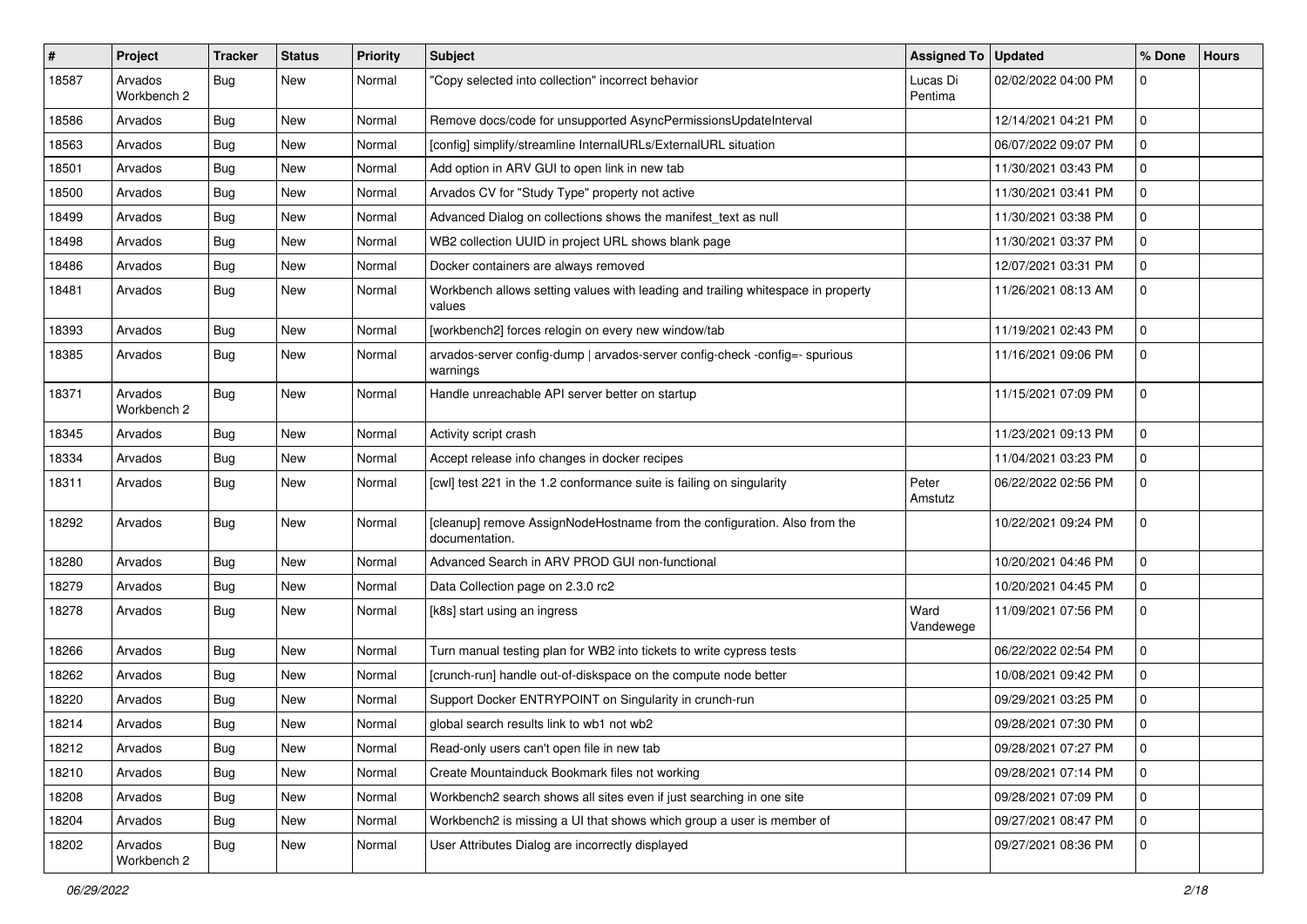| # | Project | Tracker | Status | Priority | Subject | Assigned To | Updated | % Done | Hours |
|---|---|---|---|---|---|---|---|---|---|
| 18587 | Arvados Workbench 2 | Bug | New | Normal | "Copy selected into collection" incorrect behavior | Lucas Di Pentima | 02/02/2022 04:00 PM | 0 | |
| 18586 | Arvados | Bug | New | Normal | Remove docs/code for unsupported AsyncPermissionsUpdateInterval | | 12/14/2021 04:21 PM | 0 | |
| 18563 | Arvados | Bug | New | Normal | [config] simplify/streamline InternalURLs/ExternalURL situation | | 06/07/2022 09:07 PM | 0 | |
| 18501 | Arvados | Bug | New | Normal | Add option in ARV GUI to open link in new tab | | 11/30/2021 03:43 PM | 0 | |
| 18500 | Arvados | Bug | New | Normal | Arvados CV for "Study Type" property not active | | 11/30/2021 03:41 PM | 0 | |
| 18499 | Arvados | Bug | New | Normal | Advanced Dialog on collections shows the manifest_text as null | | 11/30/2021 03:38 PM | 0 | |
| 18498 | Arvados | Bug | New | Normal | WB2 collection UUID in project URL shows blank page | | 11/30/2021 03:37 PM | 0 | |
| 18486 | Arvados | Bug | New | Normal | Docker containers are always removed | | 12/07/2021 03:31 PM | 0 | |
| 18481 | Arvados | Bug | New | Normal | Workbench allows setting values with leading and trailing whitespace in property values | | 11/26/2021 08:13 AM | 0 | |
| 18393 | Arvados | Bug | New | Normal | [workbench2] forces relogin on every new window/tab | | 11/19/2021 02:43 PM | 0 | |
| 18385 | Arvados | Bug | New | Normal | arvados-server config-dump \| arvados-server config-check -config=- spurious warnings | | 11/16/2021 09:06 PM | 0 | |
| 18371 | Arvados Workbench 2 | Bug | New | Normal | Handle unreachable API server better on startup | | 11/15/2021 07:09 PM | 0 | |
| 18345 | Arvados | Bug | New | Normal | Activity script crash | | 11/23/2021 09:13 PM | 0 | |
| 18334 | Arvados | Bug | New | Normal | Accept release info changes in docker recipes | | 11/04/2021 03:23 PM | 0 | |
| 18311 | Arvados | Bug | New | Normal | [cwl] test 221 in the 1.2 conformance suite is failing on singularity | Peter Amstutz | 06/22/2022 02:56 PM | 0 | |
| 18292 | Arvados | Bug | New | Normal | [cleanup] remove AssignNodeHostname from the configuration. Also from the documentation. | | 10/22/2021 09:24 PM | 0 | |
| 18280 | Arvados | Bug | New | Normal | Advanced Search in ARV PROD GUI non-functional | | 10/20/2021 04:46 PM | 0 | |
| 18279 | Arvados | Bug | New | Normal | Data Collection page on 2.3.0 rc2 | | 10/20/2021 04:45 PM | 0 | |
| 18278 | Arvados | Bug | New | Normal | [k8s] start using an ingress | Ward Vandewege | 11/09/2021 07:56 PM | 0 | |
| 18266 | Arvados | Bug | New | Normal | Turn manual testing plan for WB2 into tickets to write cypress tests | | 06/22/2022 02:54 PM | 0 | |
| 18262 | Arvados | Bug | New | Normal | [crunch-run] handle out-of-diskspace on the compute node better | | 10/08/2021 09:42 PM | 0 | |
| 18220 | Arvados | Bug | New | Normal | Support Docker ENTRYPOINT on Singularity in crunch-run | | 09/29/2021 03:25 PM | 0 | |
| 18214 | Arvados | Bug | New | Normal | global search results link to wb1 not wb2 | | 09/28/2021 07:30 PM | 0 | |
| 18212 | Arvados | Bug | New | Normal | Read-only users can't open file in new tab | | 09/28/2021 07:27 PM | 0 | |
| 18210 | Arvados | Bug | New | Normal | Create Mountainduck Bookmark files not working | | 09/28/2021 07:14 PM | 0 | |
| 18208 | Arvados | Bug | New | Normal | Workbench2 search shows all sites even if just searching in one site | | 09/28/2021 07:09 PM | 0 | |
| 18204 | Arvados | Bug | New | Normal | Workbench2 is missing a UI that shows which group a user is member of | | 09/27/2021 08:47 PM | 0 | |
| 18202 | Arvados Workbench 2 | Bug | New | Normal | User Attributes Dialog are incorrectly displayed | | 09/27/2021 08:36 PM | 0 | |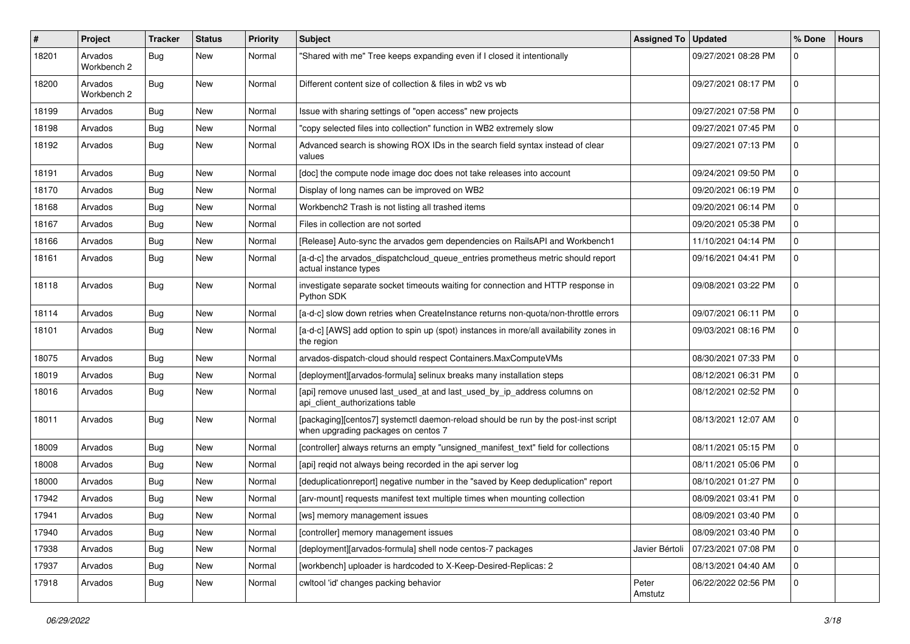| # | Project | Tracker | Status | Priority | Subject | Assigned To | Updated | % Done | Hours |
|---|---|---|---|---|---|---|---|---|---|
| 18201 | Arvados Workbench 2 | Bug | New | Normal | "Shared with me" Tree keeps expanding even if I closed it intentionally | | 09/27/2021 08:28 PM | 0 | |
| 18200 | Arvados Workbench 2 | Bug | New | Normal | Different content size of collection & files in wb2 vs wb | | 09/27/2021 08:17 PM | 0 | |
| 18199 | Arvados | Bug | New | Normal | Issue with sharing settings of "open access" new projects | | 09/27/2021 07:58 PM | 0 | |
| 18198 | Arvados | Bug | New | Normal | "copy selected files into collection" function in WB2 extremely slow | | 09/27/2021 07:45 PM | 0 | |
| 18192 | Arvados | Bug | New | Normal | Advanced search is showing ROX IDs in the search field syntax instead of clear values | | 09/27/2021 07:13 PM | 0 | |
| 18191 | Arvados | Bug | New | Normal | [doc] the compute node image doc does not take releases into account | | 09/24/2021 09:50 PM | 0 | |
| 18170 | Arvados | Bug | New | Normal | Display of long names can be improved on WB2 | | 09/20/2021 06:19 PM | 0 | |
| 18168 | Arvados | Bug | New | Normal | Workbench2 Trash is not listing all trashed items | | 09/20/2021 06:14 PM | 0 | |
| 18167 | Arvados | Bug | New | Normal | Files in collection are not sorted | | 09/20/2021 05:38 PM | 0 | |
| 18166 | Arvados | Bug | New | Normal | [Release] Auto-sync the arvados gem dependencies on RailsAPI and Workbench1 | | 11/10/2021 04:14 PM | 0 | |
| 18161 | Arvados | Bug | New | Normal | [a-d-c] the arvados_dispatchcloud_queue_entries prometheus metric should report actual instance types | | 09/16/2021 04:41 PM | 0 | |
| 18118 | Arvados | Bug | New | Normal | investigate separate socket timeouts waiting for connection and HTTP response in Python SDK | | 09/08/2021 03:22 PM | 0 | |
| 18114 | Arvados | Bug | New | Normal | [a-d-c] slow down retries when CreateInstance returns non-quota/non-throttle errors | | 09/07/2021 06:11 PM | 0 | |
| 18101 | Arvados | Bug | New | Normal | [a-d-c] [AWS] add option to spin up (spot) instances in more/all availability zones in the region | | 09/03/2021 08:16 PM | 0 | |
| 18075 | Arvados | Bug | New | Normal | arvados-dispatch-cloud should respect Containers.MaxComputeVMs | | 08/30/2021 07:33 PM | 0 | |
| 18019 | Arvados | Bug | New | Normal | [deployment][arvados-formula] selinux breaks many installation steps | | 08/12/2021 06:31 PM | 0 | |
| 18016 | Arvados | Bug | New | Normal | [api] remove unused last_used_at and last_used_by_ip_address columns on api_client_authorizations table | | 08/12/2021 02:52 PM | 0 | |
| 18011 | Arvados | Bug | New | Normal | [packaging][centos7] systemctl daemon-reload should be run by the post-inst script when upgrading packages on centos 7 | | 08/13/2021 12:07 AM | 0 | |
| 18009 | Arvados | Bug | New | Normal | [controller] always returns an empty "unsigned_manifest_text" field for collections | | 08/11/2021 05:15 PM | 0 | |
| 18008 | Arvados | Bug | New | Normal | [api] reqid not always being recorded in the api server log | | 08/11/2021 05:06 PM | 0 | |
| 18000 | Arvados | Bug | New | Normal | [deduplicationreport] negative number in the "saved by Keep deduplication" report | | 08/10/2021 01:27 PM | 0 | |
| 17942 | Arvados | Bug | New | Normal | [arv-mount] requests manifest text multiple times when mounting collection | | 08/09/2021 03:41 PM | 0 | |
| 17941 | Arvados | Bug | New | Normal | [ws] memory management issues | | 08/09/2021 03:40 PM | 0 | |
| 17940 | Arvados | Bug | New | Normal | [controller] memory management issues | | 08/09/2021 03:40 PM | 0 | |
| 17938 | Arvados | Bug | New | Normal | [deployment][arvados-formula] shell node centos-7 packages | Javier Bértoli | 07/23/2021 07:08 PM | 0 | |
| 17937 | Arvados | Bug | New | Normal | [workbench] uploader is hardcoded to X-Keep-Desired-Replicas: 2 | | 08/13/2021 04:40 AM | 0 | |
| 17918 | Arvados | Bug | New | Normal | cwltool 'id' changes packing behavior | Peter Amstutz | 06/22/2022 02:56 PM | 0 | |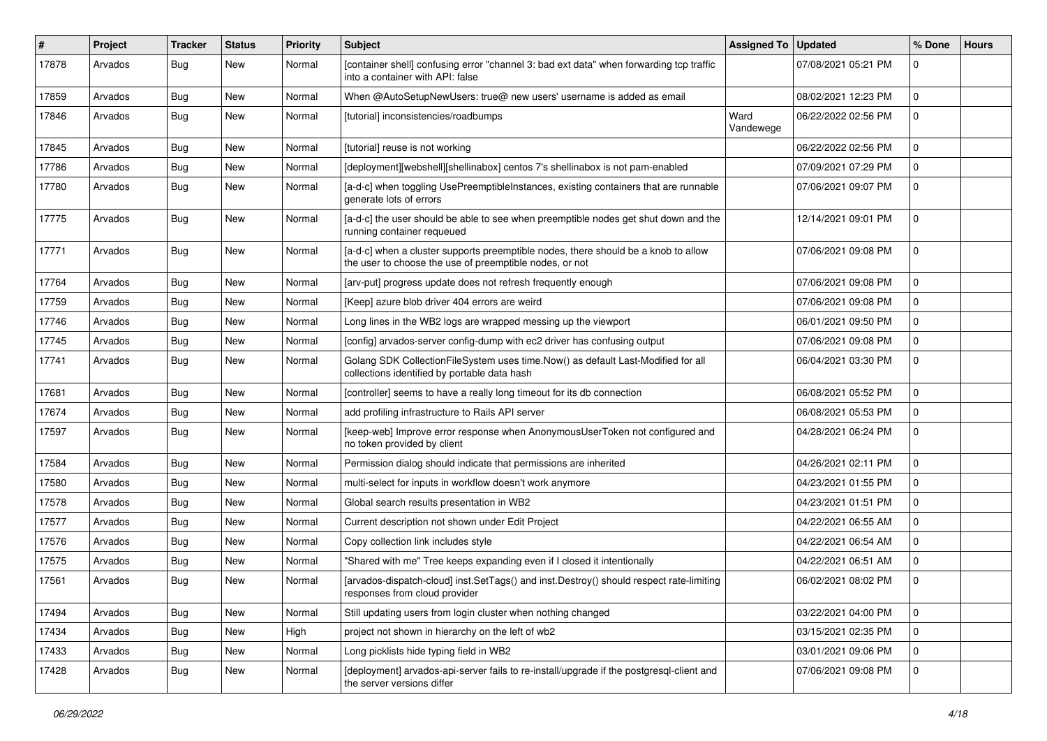| # | Project | Tracker | Status | Priority | Subject | Assigned To | Updated | % Done | Hours |
|---|---|---|---|---|---|---|---|---|---|
| 17878 | Arvados | Bug | New | Normal | [container shell] confusing error "channel 3: bad ext data" when forwarding tcp traffic into a container with API: false | | 07/08/2021 05:21 PM | 0 | |
| 17859 | Arvados | Bug | New | Normal | When @AutoSetupNewUsers: true@ new users' username is added as email | | 08/02/2021 12:23 PM | 0 | |
| 17846 | Arvados | Bug | New | Normal | [tutorial] inconsistencies/roadbumps | Ward Vandewege | 06/22/2022 02:56 PM | 0 | |
| 17845 | Arvados | Bug | New | Normal | [tutorial] reuse is not working | | 06/22/2022 02:56 PM | 0 | |
| 17786 | Arvados | Bug | New | Normal | [deployment][webshell][shellinabox] centos 7's shellinabox is not pam-enabled | | 07/09/2021 07:29 PM | 0 | |
| 17780 | Arvados | Bug | New | Normal | [a-d-c] when toggling UsePreemptibleInstances, existing containers that are runnable generate lots of errors | | 07/06/2021 09:07 PM | 0 | |
| 17775 | Arvados | Bug | New | Normal | [a-d-c] the user should be able to see when preemptible nodes get shut down and the running container requeued | | 12/14/2021 09:01 PM | 0 | |
| 17771 | Arvados | Bug | New | Normal | [a-d-c] when a cluster supports preemptible nodes, there should be a knob to allow the user to choose the use of preemptible nodes, or not | | 07/06/2021 09:08 PM | 0 | |
| 17764 | Arvados | Bug | New | Normal | [arv-put] progress update does not refresh frequently enough | | 07/06/2021 09:08 PM | 0 | |
| 17759 | Arvados | Bug | New | Normal | [Keep] azure blob driver 404 errors are weird | | 07/06/2021 09:08 PM | 0 | |
| 17746 | Arvados | Bug | New | Normal | Long lines in the WB2 logs are wrapped messing up the viewport | | 06/01/2021 09:50 PM | 0 | |
| 17745 | Arvados | Bug | New | Normal | [config] arvados-server config-dump with ec2 driver has confusing output | | 07/06/2021 09:08 PM | 0 | |
| 17741 | Arvados | Bug | New | Normal | Golang SDK CollectionFileSystem uses time.Now() as default Last-Modified for all collections identified by portable data hash | | 06/04/2021 03:30 PM | 0 | |
| 17681 | Arvados | Bug | New | Normal | [controller] seems to have a really long timeout for its db connection | | 06/08/2021 05:52 PM | 0 | |
| 17674 | Arvados | Bug | New | Normal | add profiling infrastructure to Rails API server | | 06/08/2021 05:53 PM | 0 | |
| 17597 | Arvados | Bug | New | Normal | [keep-web] Improve error response when AnonymousUserToken not configured and no token provided by client | | 04/28/2021 06:24 PM | 0 | |
| 17584 | Arvados | Bug | New | Normal | Permission dialog should indicate that permissions are inherited | | 04/26/2021 02:11 PM | 0 | |
| 17580 | Arvados | Bug | New | Normal | multi-select for inputs in workflow doesn't work anymore | | 04/23/2021 01:55 PM | 0 | |
| 17578 | Arvados | Bug | New | Normal | Global search results presentation in WB2 | | 04/23/2021 01:51 PM | 0 | |
| 17577 | Arvados | Bug | New | Normal | Current description not shown under Edit Project | | 04/22/2021 06:55 AM | 0 | |
| 17576 | Arvados | Bug | New | Normal | Copy collection link includes style | | 04/22/2021 06:54 AM | 0 | |
| 17575 | Arvados | Bug | New | Normal | "Shared with me" Tree keeps expanding even if I closed it intentionally | | 04/22/2021 06:51 AM | 0 | |
| 17561 | Arvados | Bug | New | Normal | [arvados-dispatch-cloud] inst.SetTags() and inst.Destroy() should respect rate-limiting responses from cloud provider | | 06/02/2021 08:02 PM | 0 | |
| 17494 | Arvados | Bug | New | Normal | Still updating users from login cluster when nothing changed | | 03/22/2021 04:00 PM | 0 | |
| 17434 | Arvados | Bug | New | High | project not shown in hierarchy on the left of wb2 | | 03/15/2021 02:35 PM | 0 | |
| 17433 | Arvados | Bug | New | Normal | Long picklists hide typing field in WB2 | | 03/01/2021 09:06 PM | 0 | |
| 17428 | Arvados | Bug | New | Normal | [deployment] arvados-api-server fails to re-install/upgrade if the postgresql-client and the server versions differ | | 07/06/2021 09:08 PM | 0 | |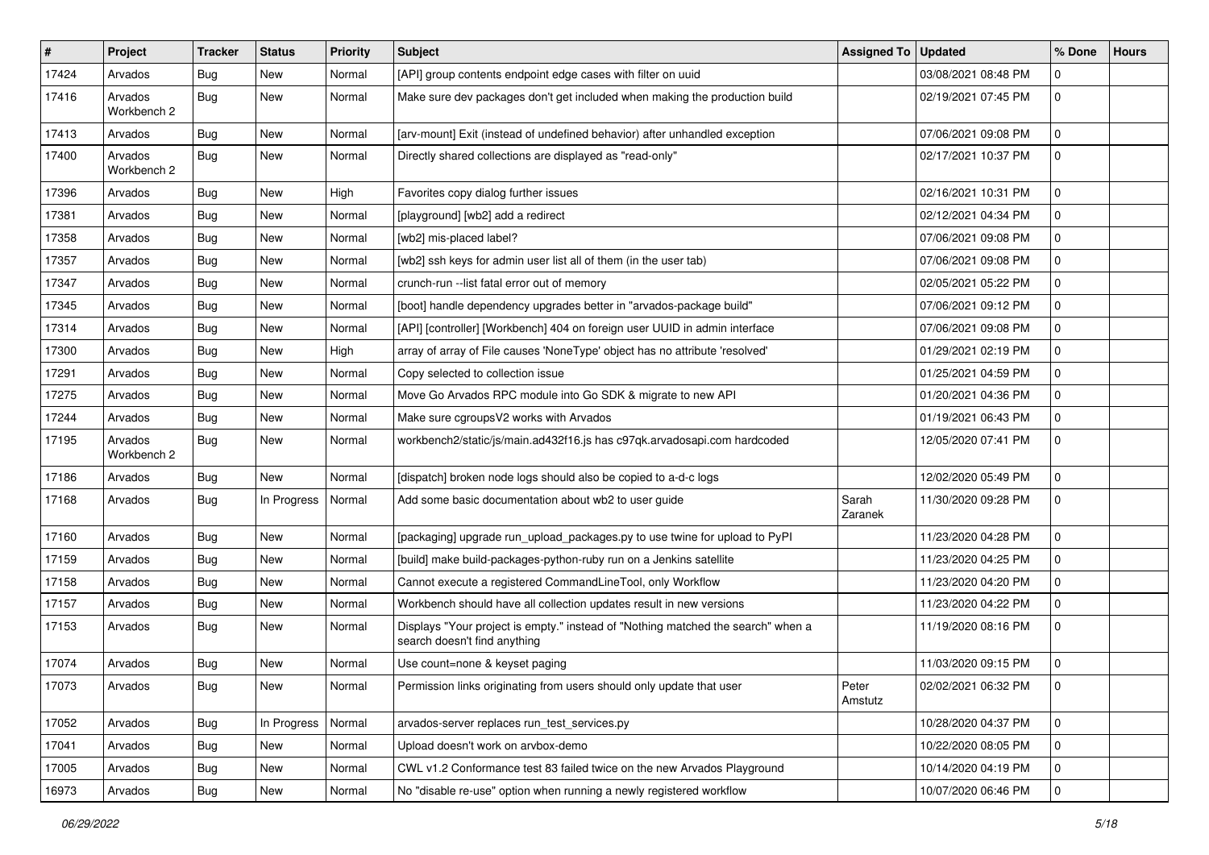| # | Project | Tracker | Status | Priority | Subject | Assigned To | Updated | % Done | Hours |
|---|---|---|---|---|---|---|---|---|---|
| 17424 | Arvados | Bug | New | Normal | [API] group contents endpoint edge cases with filter on uuid | | 03/08/2021 08:48 PM | 0 | |
| 17416 | Arvados Workbench 2 | Bug | New | Normal | Make sure dev packages don't get included when making the production build | | 02/19/2021 07:45 PM | 0 | |
| 17413 | Arvados | Bug | New | Normal | [arv-mount] Exit (instead of undefined behavior) after unhandled exception | | 07/06/2021 09:08 PM | 0 | |
| 17400 | Arvados Workbench 2 | Bug | New | Normal | Directly shared collections are displayed as "read-only" | | 02/17/2021 10:37 PM | 0 | |
| 17396 | Arvados | Bug | New | High | Favorites copy dialog further issues | | 02/16/2021 10:31 PM | 0 | |
| 17381 | Arvados | Bug | New | Normal | [playground] [wb2] add a redirect | | 02/12/2021 04:34 PM | 0 | |
| 17358 | Arvados | Bug | New | Normal | [wb2] mis-placed label? | | 07/06/2021 09:08 PM | 0 | |
| 17357 | Arvados | Bug | New | Normal | [wb2] ssh keys for admin user list all of them (in the user tab) | | 07/06/2021 09:08 PM | 0 | |
| 17347 | Arvados | Bug | New | Normal | crunch-run --list fatal error out of memory | | 02/05/2021 05:22 PM | 0 | |
| 17345 | Arvados | Bug | New | Normal | [boot] handle dependency upgrades better in "arvados-package build" | | 07/06/2021 09:12 PM | 0 | |
| 17314 | Arvados | Bug | New | Normal | [API] [controller] [Workbench] 404 on foreign user UUID in admin interface | | 07/06/2021 09:08 PM | 0 | |
| 17300 | Arvados | Bug | New | High | array of array of File causes 'NoneType' object has no attribute 'resolved' | | 01/29/2021 02:19 PM | 0 | |
| 17291 | Arvados | Bug | New | Normal | Copy selected to collection issue | | 01/25/2021 04:59 PM | 0 | |
| 17275 | Arvados | Bug | New | Normal | Move Go Arvados RPC module into Go SDK & migrate to new API | | 01/20/2021 04:36 PM | 0 | |
| 17244 | Arvados | Bug | New | Normal | Make sure cgroupsV2 works with Arvados | | 01/19/2021 06:43 PM | 0 | |
| 17195 | Arvados Workbench 2 | Bug | New | Normal | workbench2/static/js/main.ad432f16.js has c97qk.arvadosapi.com hardcoded | | 12/05/2020 07:41 PM | 0 | |
| 17186 | Arvados | Bug | New | Normal | [dispatch] broken node logs should also be copied to a-d-c logs | | 12/02/2020 05:49 PM | 0 | |
| 17168 | Arvados | Bug | In Progress | Normal | Add some basic documentation about wb2 to user guide | Sarah Zaranek | 11/30/2020 09:28 PM | 0 | |
| 17160 | Arvados | Bug | New | Normal | [packaging] upgrade run_upload_packages.py to use twine for upload to PyPI | | 11/23/2020 04:28 PM | 0 | |
| 17159 | Arvados | Bug | New | Normal | [build] make build-packages-python-ruby run on a Jenkins satellite | | 11/23/2020 04:25 PM | 0 | |
| 17158 | Arvados | Bug | New | Normal | Cannot execute a registered CommandLineTool, only Workflow | | 11/23/2020 04:20 PM | 0 | |
| 17157 | Arvados | Bug | New | Normal | Workbench should have all collection updates result in new versions | | 11/23/2020 04:22 PM | 0 | |
| 17153 | Arvados | Bug | New | Normal | Displays "Your project is empty." instead of "Nothing matched the search" when a search doesn't find anything | | 11/19/2020 08:16 PM | 0 | |
| 17074 | Arvados | Bug | New | Normal | Use count=none & keyset paging | | 11/03/2020 09:15 PM | 0 | |
| 17073 | Arvados | Bug | New | Normal | Permission links originating from users should only update that user | Peter Amstutz | 02/02/2021 06:32 PM | 0 | |
| 17052 | Arvados | Bug | In Progress | Normal | arvados-server replaces run_test_services.py | | 10/28/2020 04:37 PM | 0 | |
| 17041 | Arvados | Bug | New | Normal | Upload doesn't work on arvbox-demo | | 10/22/2020 08:05 PM | 0 | |
| 17005 | Arvados | Bug | New | Normal | CWL v1.2 Conformance test 83 failed twice on the new Arvados Playground | | 10/14/2020 04:19 PM | 0 | |
| 16973 | Arvados | Bug | New | Normal | No "disable re-use" option when running a newly registered workflow | | 10/07/2020 06:46 PM | 0 | |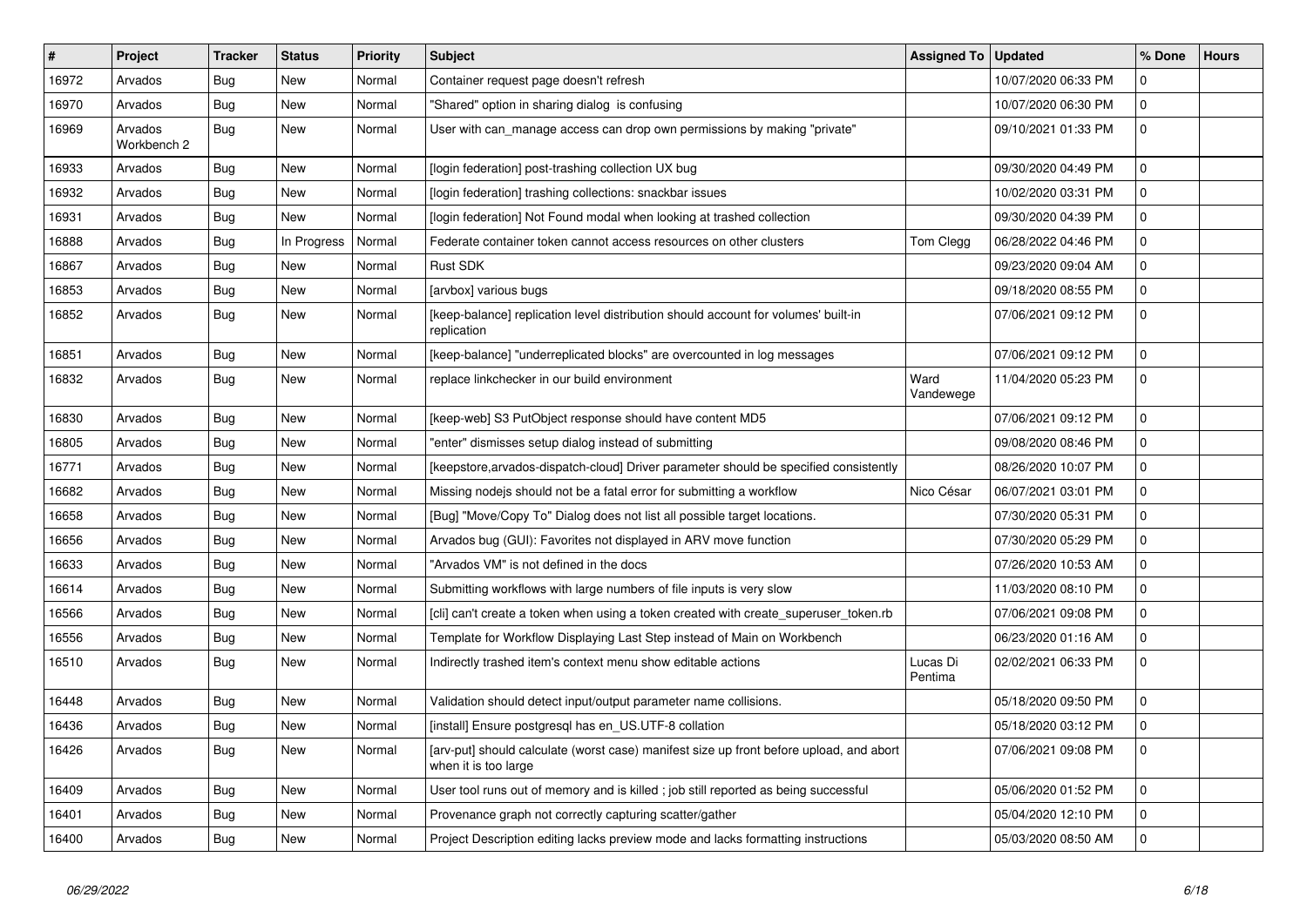| # | Project | Tracker | Status | Priority | Subject | Assigned To | Updated | % Done | Hours |
|---|---|---|---|---|---|---|---|---|---|
| 16972 | Arvados | Bug | New | Normal | Container request page doesn't refresh | | 10/07/2020 06:33 PM | 0 | |
| 16970 | Arvados | Bug | New | Normal | "Shared" option in sharing dialog is confusing | | 10/07/2020 06:30 PM | 0 | |
| 16969 | Arvados Workbench 2 | Bug | New | Normal | User with can_manage access can drop own permissions by making "private" | | 09/10/2021 01:33 PM | 0 | |
| 16933 | Arvados | Bug | New | Normal | [login federation] post-trashing collection UX bug | | 09/30/2020 04:49 PM | 0 | |
| 16932 | Arvados | Bug | New | Normal | [login federation] trashing collections: snackbar issues | | 10/02/2020 03:31 PM | 0 | |
| 16931 | Arvados | Bug | New | Normal | [login federation] Not Found modal when looking at trashed collection | | 09/30/2020 04:39 PM | 0 | |
| 16888 | Arvados | Bug | In Progress | Normal | Federate container token cannot access resources on other clusters | Tom Clegg | 06/28/2022 04:46 PM | 0 | |
| 16867 | Arvados | Bug | New | Normal | Rust SDK | | 09/23/2020 09:04 AM | 0 | |
| 16853 | Arvados | Bug | New | Normal | [arvbox] various bugs | | 09/18/2020 08:55 PM | 0 | |
| 16852 | Arvados | Bug | New | Normal | [keep-balance] replication level distribution should account for volumes' built-in replication | | 07/06/2021 09:12 PM | 0 | |
| 16851 | Arvados | Bug | New | Normal | [keep-balance] "underreplicated blocks" are overcounted in log messages | | 07/06/2021 09:12 PM | 0 | |
| 16832 | Arvados | Bug | New | Normal | replace linkchecker in our build environment | Ward Vandewege | 11/04/2020 05:23 PM | 0 | |
| 16830 | Arvados | Bug | New | Normal | [keep-web] S3 PutObject response should have content MD5 | | 07/06/2021 09:12 PM | 0 | |
| 16805 | Arvados | Bug | New | Normal | "enter" dismisses setup dialog instead of submitting | | 09/08/2020 08:46 PM | 0 | |
| 16771 | Arvados | Bug | New | Normal | [keepstore,arvados-dispatch-cloud] Driver parameter should be specified consistently | | 08/26/2020 10:07 PM | 0 | |
| 16682 | Arvados | Bug | New | Normal | Missing nodejs should not be a fatal error for submitting a workflow | Nico César | 06/07/2021 03:01 PM | 0 | |
| 16658 | Arvados | Bug | New | Normal | [Bug] "Move/Copy To" Dialog does not list all possible target locations. | | 07/30/2020 05:31 PM | 0 | |
| 16656 | Arvados | Bug | New | Normal | Arvados bug (GUI): Favorites not displayed in ARV move function | | 07/30/2020 05:29 PM | 0 | |
| 16633 | Arvados | Bug | New | Normal | "Arvados VM" is not defined in the docs | | 07/26/2020 10:53 AM | 0 | |
| 16614 | Arvados | Bug | New | Normal | Submitting workflows with large numbers of file inputs is very slow | | 11/03/2020 08:10 PM | 0 | |
| 16566 | Arvados | Bug | New | Normal | [cli] can't create a token when using a token created with create_superuser_token.rb | | 07/06/2021 09:08 PM | 0 | |
| 16556 | Arvados | Bug | New | Normal | Template for Workflow Displaying Last Step instead of Main on Workbench | | 06/23/2020 01:16 AM | 0 | |
| 16510 | Arvados | Bug | New | Normal | Indirectly trashed item's context menu show editable actions | Lucas Di Pentima | 02/02/2021 06:33 PM | 0 | |
| 16448 | Arvados | Bug | New | Normal | Validation should detect input/output parameter name collisions. | | 05/18/2020 09:50 PM | 0 | |
| 16436 | Arvados | Bug | New | Normal | [install] Ensure postgresql has en_US.UTF-8 collation | | 05/18/2020 03:12 PM | 0 | |
| 16426 | Arvados | Bug | New | Normal | [arv-put] should calculate (worst case) manifest size up front before upload, and abort when it is too large | | 07/06/2021 09:08 PM | 0 | |
| 16409 | Arvados | Bug | New | Normal | User tool runs out of memory and is killed ; job still reported as being successful | | 05/06/2020 01:52 PM | 0 | |
| 16401 | Arvados | Bug | New | Normal | Provenance graph not correctly capturing scatter/gather | | 05/04/2020 12:10 PM | 0 | |
| 16400 | Arvados | Bug | New | Normal | Project Description editing lacks preview mode and lacks formatting instructions | | 05/03/2020 08:50 AM | 0 | |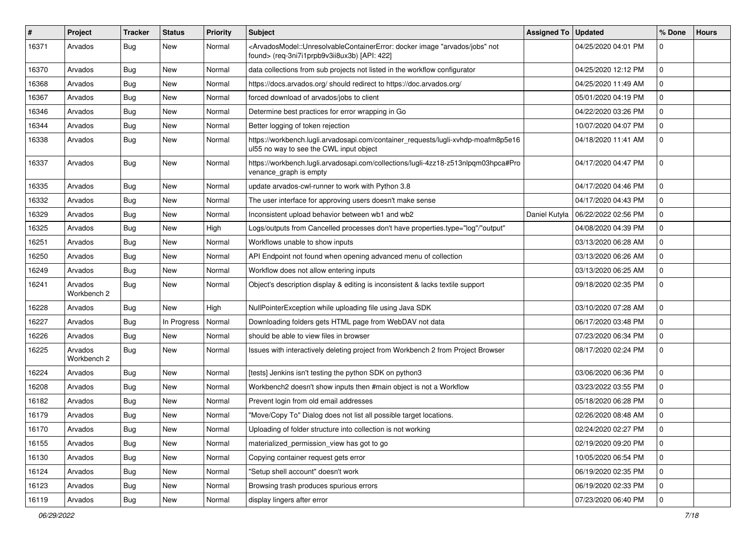| # | Project | Tracker | Status | Priority | Subject | Assigned To | Updated | % Done | Hours |
|---|---|---|---|---|---|---|---|---|---|
| 16371 | Arvados | Bug | New | Normal | <ArvadosModel::UnresolvableContainerError: docker image "arvados/jobs" not found> (req-3ni7i1prpb9v3ii8ux3b) [API: 422] | | 04/25/2020 04:01 PM | 0 | |
| 16370 | Arvados | Bug | New | Normal | data collections from sub projects not listed in the workflow configurator | | 04/25/2020 12:12 PM | 0 | |
| 16368 | Arvados | Bug | New | Normal | https://docs.arvados.org/ should redirect to https://doc.arvados.org/ | | 04/25/2020 11:49 AM | 0 | |
| 16367 | Arvados | Bug | New | Normal | forced download of arvados/jobs to client | | 05/01/2020 04:19 PM | 0 | |
| 16346 | Arvados | Bug | New | Normal | Determine best practices for error wrapping in Go | | 04/22/2020 03:26 PM | 0 | |
| 16344 | Arvados | Bug | New | Normal | Better logging of token rejection | | 10/07/2020 04:07 PM | 0 | |
| 16338 | Arvados | Bug | New | Normal | https://workbench.lugli.arvadosapi.com/container_requests/lugli-xvhdp-moafm8p5e16ul55 no way to see the CWL input object | | 04/18/2020 11:41 AM | 0 | |
| 16337 | Arvados | Bug | New | Normal | https://workbench.lugli.arvadosapi.com/collections/lugli-4zz18-z513nlpqm03hpca#Provenance_graph is empty | | 04/17/2020 04:47 PM | 0 | |
| 16335 | Arvados | Bug | New | Normal | update arvados-cwl-runner to work with Python 3.8 | | 04/17/2020 04:46 PM | 0 | |
| 16332 | Arvados | Bug | New | Normal | The user interface for approving users doesn't make sense | | 04/17/2020 04:43 PM | 0 | |
| 16329 | Arvados | Bug | New | Normal | Inconsistent upload behavior between wb1 and wb2 | Daniel Kutyła | 06/22/2022 02:56 PM | 0 | |
| 16325 | Arvados | Bug | New | High | Logs/outputs from Cancelled processes don't have properties.type="log"/"output" | | 04/08/2020 04:39 PM | 0 | |
| 16251 | Arvados | Bug | New | Normal | Workflows unable to show inputs | | 03/13/2020 06:28 AM | 0 | |
| 16250 | Arvados | Bug | New | Normal | API Endpoint not found when opening advanced menu of collection | | 03/13/2020 06:26 AM | 0 | |
| 16249 | Arvados | Bug | New | Normal | Workflow does not allow entering inputs | | 03/13/2020 06:25 AM | 0 | |
| 16241 | Arvados Workbench 2 | Bug | New | Normal | Object's description display & editing is inconsistent & lacks textile support | | 09/18/2020 02:35 PM | 0 | |
| 16228 | Arvados | Bug | New | High | NullPointerException while uploading file using Java SDK | | 03/10/2020 07:28 AM | 0 | |
| 16227 | Arvados | Bug | In Progress | Normal | Downloading folders gets HTML page from WebDAV not data | | 06/17/2020 03:48 PM | 0 | |
| 16226 | Arvados | Bug | New | Normal | should be able to view files in browser | | 07/23/2020 06:34 PM | 0 | |
| 16225 | Arvados Workbench 2 | Bug | New | Normal | Issues with interactively deleting project from Workbench 2 from Project Browser | | 08/17/2020 02:24 PM | 0 | |
| 16224 | Arvados | Bug | New | Normal | [tests] Jenkins isn't testing the python SDK on python3 | | 03/06/2020 06:36 PM | 0 | |
| 16208 | Arvados | Bug | New | Normal | Workbench2 doesn't show inputs then #main object is not a Workflow | | 03/23/2022 03:55 PM | 0 | |
| 16182 | Arvados | Bug | New | Normal | Prevent login from old email addresses | | 05/18/2020 06:28 PM | 0 | |
| 16179 | Arvados | Bug | New | Normal | "Move/Copy To" Dialog does not list all possible target locations. | | 02/26/2020 08:48 AM | 0 | |
| 16170 | Arvados | Bug | New | Normal | Uploading of folder structure into collection is not working | | 02/24/2020 02:27 PM | 0 | |
| 16155 | Arvados | Bug | New | Normal | materialized_permission_view has got to go | | 02/19/2020 09:20 PM | 0 | |
| 16130 | Arvados | Bug | New | Normal | Copying container request gets error | | 10/05/2020 06:54 PM | 0 | |
| 16124 | Arvados | Bug | New | Normal | "Setup shell account" doesn't work | | 06/19/2020 02:35 PM | 0 | |
| 16123 | Arvados | Bug | New | Normal | Browsing trash produces spurious errors | | 06/19/2020 02:33 PM | 0 | |
| 16119 | Arvados | Bug | New | Normal | display lingers after error | | 07/23/2020 06:40 PM | 0 | |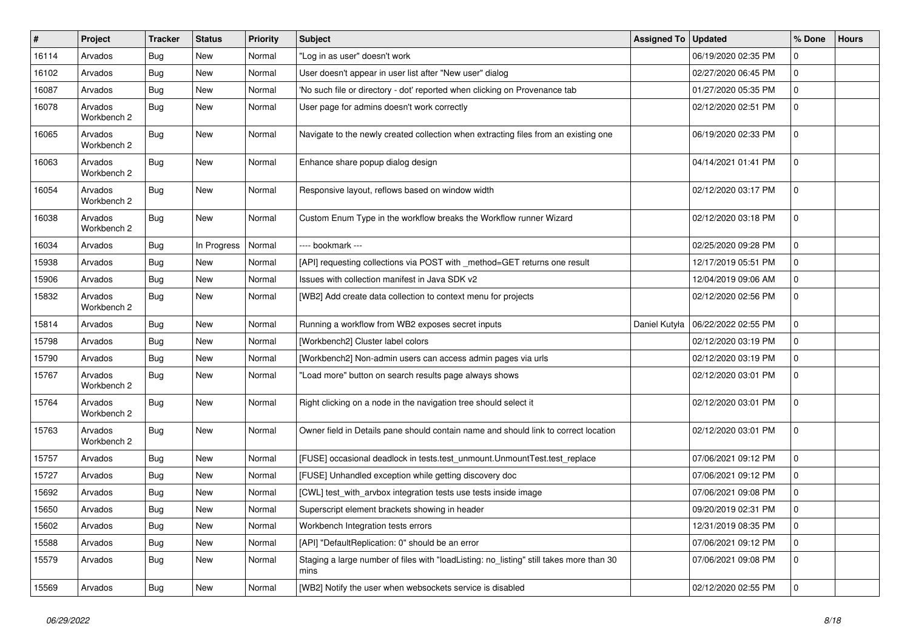| # | Project | Tracker | Status | Priority | Subject | Assigned To | Updated | % Done | Hours |
|---|---|---|---|---|---|---|---|---|---|
| 16114 | Arvados | Bug | New | Normal | "Log in as user" doesn't work | | 06/19/2020 02:35 PM | 0 | |
| 16102 | Arvados | Bug | New | Normal | User doesn't appear in user list after "New user" dialog | | 02/27/2020 06:45 PM | 0 | |
| 16087 | Arvados | Bug | New | Normal | 'No such file or directory - dot' reported when clicking on Provenance tab | | 01/27/2020 05:35 PM | 0 | |
| 16078 | Arvados Workbench 2 | Bug | New | Normal | User page for admins doesn't work correctly | | 02/12/2020 02:51 PM | 0 | |
| 16065 | Arvados Workbench 2 | Bug | New | Normal | Navigate to the newly created collection when extracting files from an existing one | | 06/19/2020 02:33 PM | 0 | |
| 16063 | Arvados Workbench 2 | Bug | New | Normal | Enhance share popup dialog design | | 04/14/2021 01:41 PM | 0 | |
| 16054 | Arvados Workbench 2 | Bug | New | Normal | Responsive layout, reflows based on window width | | 02/12/2020 03:17 PM | 0 | |
| 16038 | Arvados Workbench 2 | Bug | New | Normal | Custom Enum Type in the workflow breaks the Workflow runner Wizard | | 02/12/2020 03:18 PM | 0 | |
| 16034 | Arvados | Bug | In Progress | Normal | ---- bookmark --- | | 02/25/2020 09:28 PM | 0 | |
| 15938 | Arvados | Bug | New | Normal | [API] requesting collections via POST with _method=GET returns one result | | 12/17/2019 05:51 PM | 0 | |
| 15906 | Arvados | Bug | New | Normal | Issues with collection manifest in Java SDK v2 | | 12/04/2019 09:06 AM | 0 | |
| 15832 | Arvados Workbench 2 | Bug | New | Normal | [WB2] Add create data collection to context menu for projects | | 02/12/2020 02:56 PM | 0 | |
| 15814 | Arvados | Bug | New | Normal | Running a workflow from WB2 exposes secret inputs | Daniel Kutyła | 06/22/2022 02:55 PM | 0 | |
| 15798 | Arvados | Bug | New | Normal | [Workbench2] Cluster label colors | | 02/12/2020 03:19 PM | 0 | |
| 15790 | Arvados | Bug | New | Normal | [Workbench2] Non-admin users can access admin pages via urls | | 02/12/2020 03:19 PM | 0 | |
| 15767 | Arvados Workbench 2 | Bug | New | Normal | "Load more" button on search results page always shows | | 02/12/2020 03:01 PM | 0 | |
| 15764 | Arvados Workbench 2 | Bug | New | Normal | Right clicking on a node in the navigation tree should select it | | 02/12/2020 03:01 PM | 0 | |
| 15763 | Arvados Workbench 2 | Bug | New | Normal | Owner field in Details pane should contain name and should link to correct location | | 02/12/2020 03:01 PM | 0 | |
| 15757 | Arvados | Bug | New | Normal | [FUSE] occasional deadlock in tests.test_unmount.UnmountTest.test_replace | | 07/06/2021 09:12 PM | 0 | |
| 15727 | Arvados | Bug | New | Normal | [FUSE] Unhandled exception while getting discovery doc | | 07/06/2021 09:12 PM | 0 | |
| 15692 | Arvados | Bug | New | Normal | [CWL] test_with_arvbox integration tests use tests inside image | | 07/06/2021 09:08 PM | 0 | |
| 15650 | Arvados | Bug | New | Normal | Superscript element brackets showing in header | | 09/20/2019 02:31 PM | 0 | |
| 15602 | Arvados | Bug | New | Normal | Workbench Integration tests errors | | 12/31/2019 08:35 PM | 0 | |
| 15588 | Arvados | Bug | New | Normal | [API] "DefaultReplication: 0" should be an error | | 07/06/2021 09:12 PM | 0 | |
| 15579 | Arvados | Bug | New | Normal | Staging a large number of files with "loadListing: no_listing" still takes more than 30 mins | | 07/06/2021 09:08 PM | 0 | |
| 15569 | Arvados | Bug | New | Normal | [WB2] Notify the user when websockets service is disabled | | 02/12/2020 02:55 PM | 0 | |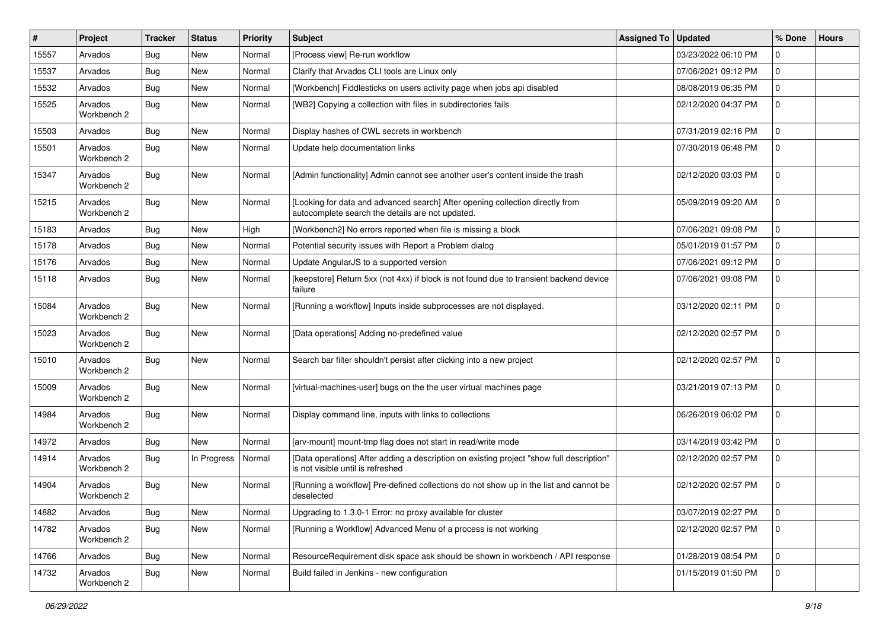| # | Project | Tracker | Status | Priority | Subject | Assigned To | Updated | % Done | Hours |
|---|---|---|---|---|---|---|---|---|---|
| 15557 | Arvados | Bug | New | Normal | [Process view] Re-run workflow | | 03/23/2022 06:10 PM | 0 | |
| 15537 | Arvados | Bug | New | Normal | Clarify that Arvados CLI tools are Linux only | | 07/06/2021 09:12 PM | 0 | |
| 15532 | Arvados | Bug | New | Normal | [Workbench] Fiddlesticks on users activity page when jobs api disabled | | 08/08/2019 06:35 PM | 0 | |
| 15525 | Arvados Workbench 2 | Bug | New | Normal | [WB2] Copying a collection with files in subdirectories fails | | 02/12/2020 04:37 PM | 0 | |
| 15503 | Arvados | Bug | New | Normal | Display hashes of CWL secrets in workbench | | 07/31/2019 02:16 PM | 0 | |
| 15501 | Arvados Workbench 2 | Bug | New | Normal | Update help documentation links | | 07/30/2019 06:48 PM | 0 | |
| 15347 | Arvados Workbench 2 | Bug | New | Normal | [Admin functionality] Admin cannot see another user's content inside the trash | | 02/12/2020 03:03 PM | 0 | |
| 15215 | Arvados Workbench 2 | Bug | New | Normal | [Looking for data and advanced search] After opening collection directly from autocomplete search the details are not updated. | | 05/09/2019 09:20 AM | 0 | |
| 15183 | Arvados | Bug | New | High | [Workbench2] No errors reported when file is missing a block | | 07/06/2021 09:08 PM | 0 | |
| 15178 | Arvados | Bug | New | Normal | Potential security issues with Report a Problem dialog | | 05/01/2019 01:57 PM | 0 | |
| 15176 | Arvados | Bug | New | Normal | Update AngularJS to a supported version | | 07/06/2021 09:12 PM | 0 | |
| 15118 | Arvados | Bug | New | Normal | [keepstore] Return 5xx (not 4xx) if block is not found due to transient backend device failure | | 07/06/2021 09:08 PM | 0 | |
| 15084 | Arvados Workbench 2 | Bug | New | Normal | [Running a workflow] Inputs inside subprocesses are not displayed. | | 03/12/2020 02:11 PM | 0 | |
| 15023 | Arvados Workbench 2 | Bug | New | Normal | [Data operations] Adding no-predefined value | | 02/12/2020 02:57 PM | 0 | |
| 15010 | Arvados Workbench 2 | Bug | New | Normal | Search bar filter shouldn't persist after clicking into a new project | | 02/12/2020 02:57 PM | 0 | |
| 15009 | Arvados Workbench 2 | Bug | New | Normal | [virtual-machines-user] bugs on the the user virtual machines page | | 03/21/2019 07:13 PM | 0 | |
| 14984 | Arvados Workbench 2 | Bug | New | Normal | Display command line, inputs with links to collections | | 06/26/2019 06:02 PM | 0 | |
| 14972 | Arvados | Bug | New | Normal | [arv-mount] mount-tmp flag does not start in read/write mode | | 03/14/2019 03:42 PM | 0 | |
| 14914 | Arvados Workbench 2 | Bug | In Progress | Normal | [Data operations] After adding a description on existing project "show full description" is not visible until is refreshed | | 02/12/2020 02:57 PM | 0 | |
| 14904 | Arvados Workbench 2 | Bug | New | Normal | [Running a workflow] Pre-defined collections do not show up in the list and cannot be deselected | | 02/12/2020 02:57 PM | 0 | |
| 14882 | Arvados | Bug | New | Normal | Upgrading to 1.3.0-1 Error: no proxy available for cluster | | 03/07/2019 02:27 PM | 0 | |
| 14782 | Arvados Workbench 2 | Bug | New | Normal | [Running a Workflow] Advanced Menu of a process is not working | | 02/12/2020 02:57 PM | 0 | |
| 14766 | Arvados | Bug | New | Normal | ResourceRequirement disk space ask should be shown in workbench / API response | | 01/28/2019 08:54 PM | 0 | |
| 14732 | Arvados Workbench 2 | Bug | New | Normal | Build failed in Jenkins - new configuration | | 01/15/2019 01:50 PM | 0 | |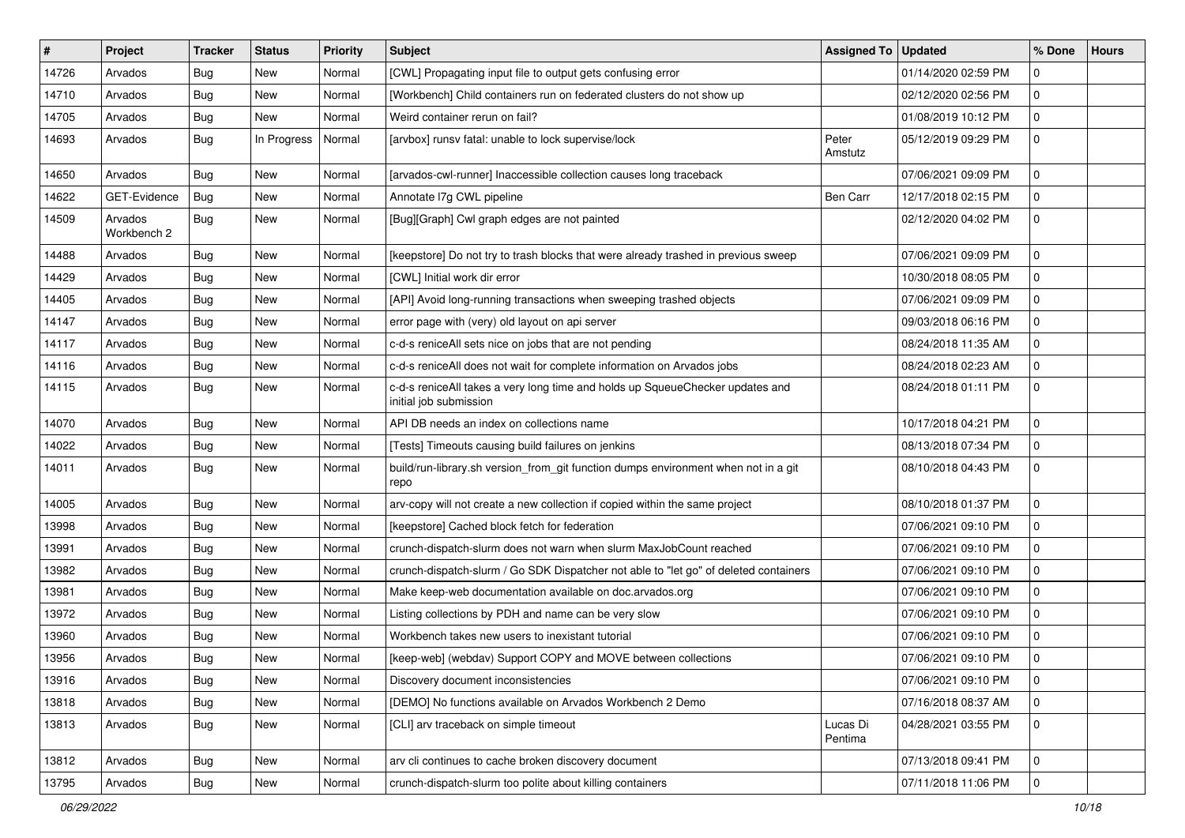| # | Project | Tracker | Status | Priority | Subject | Assigned To | Updated | % Done | Hours |
|---|---|---|---|---|---|---|---|---|---|
| 14726 | Arvados | Bug | New | Normal | [CWL] Propagating input file to output gets confusing error | | 01/14/2020 02:59 PM | 0 | |
| 14710 | Arvados | Bug | New | Normal | [Workbench] Child containers run on federated clusters do not show up | | 02/12/2020 02:56 PM | 0 | |
| 14705 | Arvados | Bug | New | Normal | Weird container rerun on fail? | | 01/08/2019 10:12 PM | 0 | |
| 14693 | Arvados | Bug | In Progress | Normal | [arvbox] runsv fatal: unable to lock supervise/lock | Peter Amstutz | 05/12/2019 09:29 PM | 0 | |
| 14650 | Arvados | Bug | New | Normal | [arvados-cwl-runner] Inaccessible collection causes long traceback | | 07/06/2021 09:09 PM | 0 | |
| 14622 | GET-Evidence | Bug | New | Normal | Annotate l7g CWL pipeline | Ben Carr | 12/17/2018 02:15 PM | 0 | |
| 14509 | Arvados Workbench 2 | Bug | New | Normal | [Bug][Graph] Cwl graph edges are not painted | | 02/12/2020 04:02 PM | 0 | |
| 14488 | Arvados | Bug | New | Normal | [keepstore] Do not try to trash blocks that were already trashed in previous sweep | | 07/06/2021 09:09 PM | 0 | |
| 14429 | Arvados | Bug | New | Normal | [CWL] Initial work dir error | | 10/30/2018 08:05 PM | 0 | |
| 14405 | Arvados | Bug | New | Normal | [API] Avoid long-running transactions when sweeping trashed objects | | 07/06/2021 09:09 PM | 0 | |
| 14147 | Arvados | Bug | New | Normal | error page with (very) old layout on api server | | 09/03/2018 06:16 PM | 0 | |
| 14117 | Arvados | Bug | New | Normal | c-d-s reniceAll sets nice on jobs that are not pending | | 08/24/2018 11:35 AM | 0 | |
| 14116 | Arvados | Bug | New | Normal | c-d-s reniceAll does not wait for complete information on Arvados jobs | | 08/24/2018 02:23 AM | 0 | |
| 14115 | Arvados | Bug | New | Normal | c-d-s reniceAll takes a very long time and holds up SqueueChecker updates and initial job submission | | 08/24/2018 01:11 PM | 0 | |
| 14070 | Arvados | Bug | New | Normal | API DB needs an index on collections name | | 10/17/2018 04:21 PM | 0 | |
| 14022 | Arvados | Bug | New | Normal | [Tests] Timeouts causing build failures on jenkins | | 08/13/2018 07:34 PM | 0 | |
| 14011 | Arvados | Bug | New | Normal | build/run-library.sh version_from_git function dumps environment when not in a git repo | | 08/10/2018 04:43 PM | 0 | |
| 14005 | Arvados | Bug | New | Normal | arv-copy will not create a new collection if copied within the same project | | 08/10/2018 01:37 PM | 0 | |
| 13998 | Arvados | Bug | New | Normal | [keepstore] Cached block fetch for federation | | 07/06/2021 09:10 PM | 0 | |
| 13991 | Arvados | Bug | New | Normal | crunch-dispatch-slurm does not warn when slurm MaxJobCount reached | | 07/06/2021 09:10 PM | 0 | |
| 13982 | Arvados | Bug | New | Normal | crunch-dispatch-slurm / Go SDK Dispatcher not able to "let go" of deleted containers | | 07/06/2021 09:10 PM | 0 | |
| 13981 | Arvados | Bug | New | Normal | Make keep-web documentation available on doc.arvados.org | | 07/06/2021 09:10 PM | 0 | |
| 13972 | Arvados | Bug | New | Normal | Listing collections by PDH and name can be very slow | | 07/06/2021 09:10 PM | 0 | |
| 13960 | Arvados | Bug | New | Normal | Workbench takes new users to inexistant tutorial | | 07/06/2021 09:10 PM | 0 | |
| 13956 | Arvados | Bug | New | Normal | [keep-web] (webdav) Support COPY and MOVE between collections | | 07/06/2021 09:10 PM | 0 | |
| 13916 | Arvados | Bug | New | Normal | Discovery document inconsistencies | | 07/06/2021 09:10 PM | 0 | |
| 13818 | Arvados | Bug | New | Normal | [DEMO] No functions available on Arvados Workbench 2 Demo | | 07/16/2018 08:37 AM | 0 | |
| 13813 | Arvados | Bug | New | Normal | [CLI] arv traceback on simple timeout | Lucas Di Pentima | 04/28/2021 03:55 PM | 0 | |
| 13812 | Arvados | Bug | New | Normal | arv cli continues to cache broken discovery document | | 07/13/2018 09:41 PM | 0 | |
| 13795 | Arvados | Bug | New | Normal | crunch-dispatch-slurm too polite about killing containers | | 07/11/2018 11:06 PM | 0 | |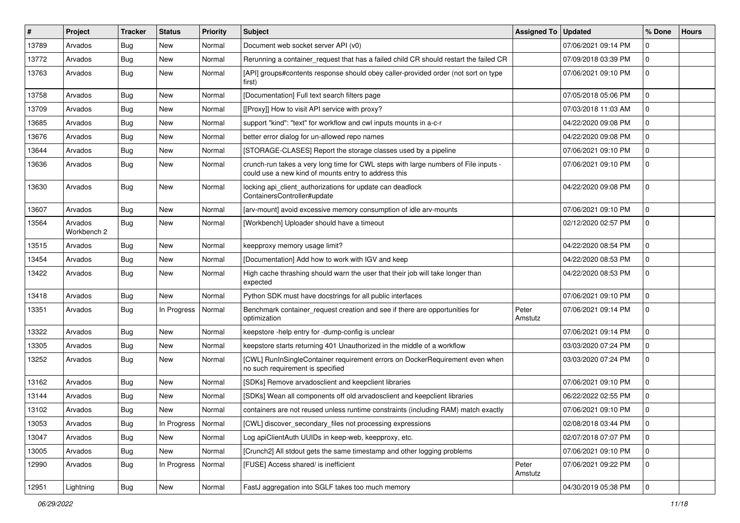| # | Project | Tracker | Status | Priority | Subject | Assigned To | Updated | % Done | Hours |
|---|---|---|---|---|---|---|---|---|---|
| 13789 | Arvados | Bug | New | Normal | Document web socket server API (v0) | | 07/06/2021 09:14 PM | 0 | |
| 13772 | Arvados | Bug | New | Normal | Rerunning a container_request that has a failed child CR should restart the failed CR | | 07/09/2018 03:39 PM | 0 | |
| 13763 | Arvados | Bug | New | Normal | [API] groups#contents response should obey caller-provided order (not sort on type first) | | 07/06/2021 09:10 PM | 0 | |
| 13758 | Arvados | Bug | New | Normal | [Documentation] Full text search filters page | | 07/05/2018 05:06 PM | 0 | |
| 13709 | Arvados | Bug | New | Normal | [[Proxy]] How to visit API service with proxy? | | 07/03/2018 11:03 AM | 0 | |
| 13685 | Arvados | Bug | New | Normal | support "kind": "text" for workflow and cwl inputs mounts in a-c-r | | 04/22/2020 09:08 PM | 0 | |
| 13676 | Arvados | Bug | New | Normal | better error dialog for un-allowed repo names | | 04/22/2020 09:08 PM | 0 | |
| 13644 | Arvados | Bug | New | Normal | [STORAGE-CLASES] Report the storage classes used by a pipeline | | 07/06/2021 09:10 PM | 0 | |
| 13636 | Arvados | Bug | New | Normal | crunch-run takes a very long time for CWL steps with large numbers of File inputs - could use a new kind of mounts entry to address this | | 07/06/2021 09:10 PM | 0 | |
| 13630 | Arvados | Bug | New | Normal | locking api_client_authorizations for update can deadlock ContainersController#update | | 04/22/2020 09:08 PM | 0 | |
| 13607 | Arvados | Bug | New | Normal | [arv-mount] avoid excessive memory consumption of idle arv-mounts | | 07/06/2021 09:10 PM | 0 | |
| 13564 | Arvados Workbench 2 | Bug | New | Normal | [Workbench] Uploader should have a timeout | | 02/12/2020 02:57 PM | 0 | |
| 13515 | Arvados | Bug | New | Normal | keepproxy memory usage limit? | | 04/22/2020 08:54 PM | 0 | |
| 13454 | Arvados | Bug | New | Normal | [Documentation] Add how to work with IGV and keep | | 04/22/2020 08:53 PM | 0 | |
| 13422 | Arvados | Bug | New | Normal | High cache thrashing should warn the user that their job will take longer than expected | | 04/22/2020 08:53 PM | 0 | |
| 13418 | Arvados | Bug | New | Normal | Python SDK must have docstrings for all public interfaces | | 07/06/2021 09:10 PM | 0 | |
| 13351 | Arvados | Bug | In Progress | Normal | Benchmark container_request creation and see if there are opportunities for optimization | Peter Amstutz | 07/06/2021 09:14 PM | 0 | |
| 13322 | Arvados | Bug | New | Normal | keepstore -help entry for -dump-config is unclear | | 07/06/2021 09:14 PM | 0 | |
| 13305 | Arvados | Bug | New | Normal | keepstore starts returning 401 Unauthorized in the middle of a workflow | | 03/03/2020 07:24 PM | 0 | |
| 13252 | Arvados | Bug | New | Normal | [CWL] RunInSingleContainer requirement errors on DockerRequirement even when no such requirement is specified | | 03/03/2020 07:24 PM | 0 | |
| 13162 | Arvados | Bug | New | Normal | [SDKs] Remove arvadosclient and keepclient libraries | | 07/06/2021 09:10 PM | 0 | |
| 13144 | Arvados | Bug | New | Normal | [SDKs] Wean all components off old arvadosclient and keepclient libraries | | 06/22/2022 02:55 PM | 0 | |
| 13102 | Arvados | Bug | New | Normal | containers are not reused unless runtime constraints (including RAM) match exactly | | 07/06/2021 09:10 PM | 0 | |
| 13053 | Arvados | Bug | In Progress | Normal | [CWL] discover_secondary_files not processing expressions | | 02/08/2018 03:44 PM | 0 | |
| 13047 | Arvados | Bug | New | Normal | Log apiClientAuth UUIDs in keep-web, keepproxy, etc. | | 02/07/2018 07:07 PM | 0 | |
| 13005 | Arvados | Bug | New | Normal | [Crunch2] All stdout gets the same timestamp and other logging problems | | 07/06/2021 09:10 PM | 0 | |
| 12990 | Arvados | Bug | In Progress | Normal | [FUSE] Access shared/ is inefficient | Peter Amstutz | 07/06/2021 09:22 PM | 0 | |
| 12951 | Lightning | Bug | New | Normal | FastJ aggregation into SGLF takes too much memory | | 04/30/2019 05:38 PM | 0 | |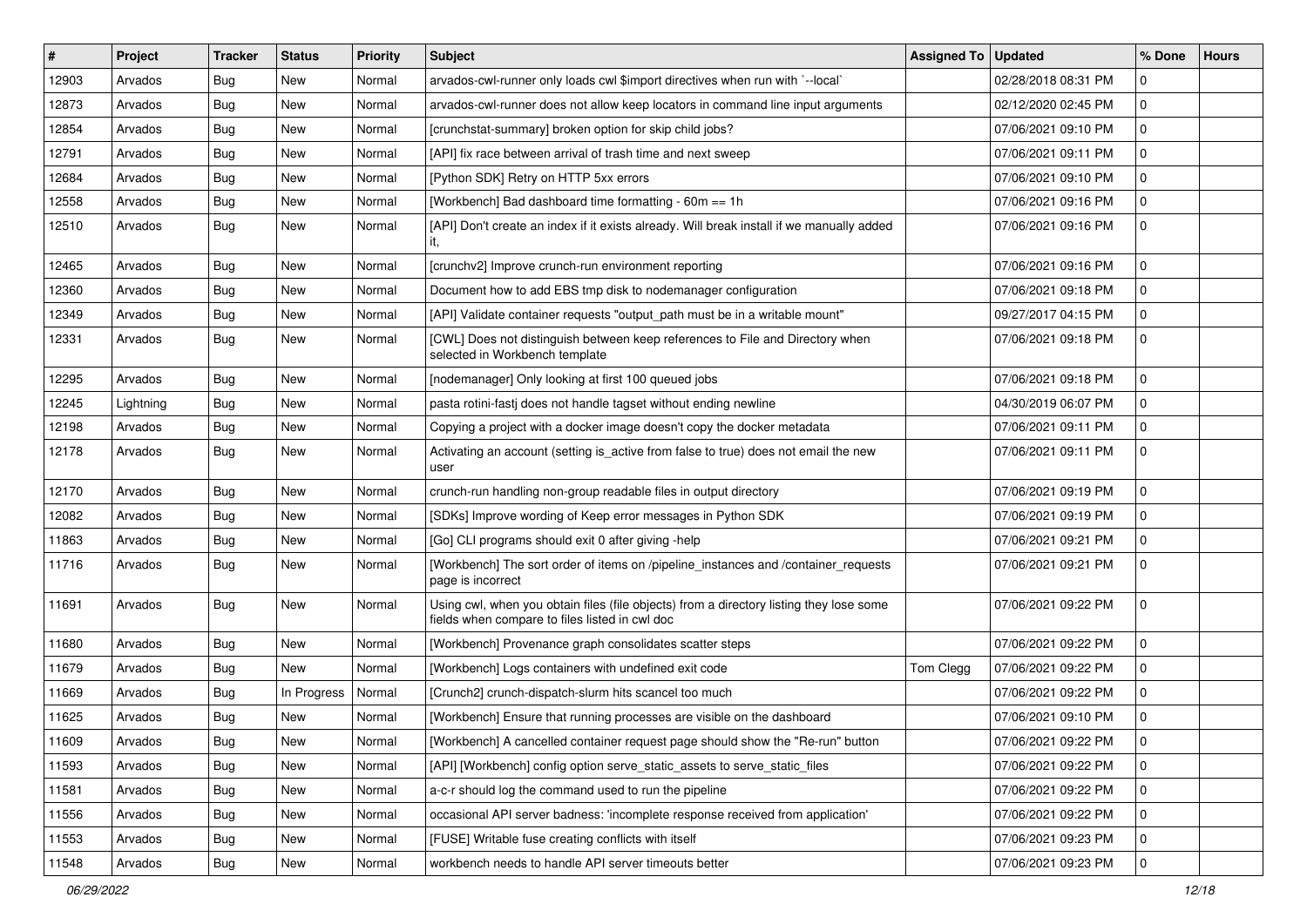| # | Project | Tracker | Status | Priority | Subject | Assigned To | Updated | % Done | Hours |
|---|---|---|---|---|---|---|---|---|---|
| 12903 | Arvados | Bug | New | Normal | arvados-cwl-runner only loads cwl $import directives when run with `--local` | | 02/28/2018 08:31 PM | 0 | |
| 12873 | Arvados | Bug | New | Normal | arvados-cwl-runner does not allow keep locators in command line input arguments | | 02/12/2020 02:45 PM | 0 | |
| 12854 | Arvados | Bug | New | Normal | [crunchstat-summary] broken option for skip child jobs? | | 07/06/2021 09:10 PM | 0 | |
| 12791 | Arvados | Bug | New | Normal | [API] fix race between arrival of trash time and next sweep | | 07/06/2021 09:11 PM | 0 | |
| 12684 | Arvados | Bug | New | Normal | [Python SDK] Retry on HTTP 5xx errors | | 07/06/2021 09:10 PM | 0 | |
| 12558 | Arvados | Bug | New | Normal | [Workbench] Bad dashboard time formatting - 60m == 1h | | 07/06/2021 09:16 PM | 0 | |
| 12510 | Arvados | Bug | New | Normal | [API] Don't create an index if it exists already. Will break install if we manually added it, | | 07/06/2021 09:16 PM | 0 | |
| 12465 | Arvados | Bug | New | Normal | [crunchv2] Improve crunch-run environment reporting | | 07/06/2021 09:16 PM | 0 | |
| 12360 | Arvados | Bug | New | Normal | Document how to add EBS tmp disk to nodemanager configuration | | 07/06/2021 09:18 PM | 0 | |
| 12349 | Arvados | Bug | New | Normal | [API] Validate container requests "output_path must be in a writable mount" | | 09/27/2017 04:15 PM | 0 | |
| 12331 | Arvados | Bug | New | Normal | [CWL] Does not distinguish between keep references to File and Directory when selected in Workbench template | | 07/06/2021 09:18 PM | 0 | |
| 12295 | Arvados | Bug | New | Normal | [nodemanager] Only looking at first 100 queued jobs | | 07/06/2021 09:18 PM | 0 | |
| 12245 | Lightning | Bug | New | Normal | pasta rotini-fastj does not handle tagset without ending newline | | 04/30/2019 06:07 PM | 0 | |
| 12198 | Arvados | Bug | New | Normal | Copying a project with a docker image doesn't copy the docker metadata | | 07/06/2021 09:11 PM | 0 | |
| 12178 | Arvados | Bug | New | Normal | Activating an account (setting is_active from false to true) does not email the new user | | 07/06/2021 09:11 PM | 0 | |
| 12170 | Arvados | Bug | New | Normal | crunch-run handling non-group readable files in output directory | | 07/06/2021 09:19 PM | 0 | |
| 12082 | Arvados | Bug | New | Normal | [SDKs] Improve wording of Keep error messages in Python SDK | | 07/06/2021 09:19 PM | 0 | |
| 11863 | Arvados | Bug | New | Normal | [Go] CLI programs should exit 0 after giving -help | | 07/06/2021 09:21 PM | 0 | |
| 11716 | Arvados | Bug | New | Normal | [Workbench] The sort order of items on /pipeline_instances and /container_requests page is incorrect | | 07/06/2021 09:21 PM | 0 | |
| 11691 | Arvados | Bug | New | Normal | Using cwl, when you obtain files (file objects) from a directory listing they lose some fields when compare to files listed in cwl doc | | 07/06/2021 09:22 PM | 0 | |
| 11680 | Arvados | Bug | New | Normal | [Workbench] Provenance graph consolidates scatter steps | | 07/06/2021 09:22 PM | 0 | |
| 11679 | Arvados | Bug | New | Normal | [Workbench] Logs containers with undefined exit code | Tom Clegg | 07/06/2021 09:22 PM | 0 | |
| 11669 | Arvados | Bug | In Progress | Normal | [Crunch2] crunch-dispatch-slurm hits scancel too much | | 07/06/2021 09:22 PM | 0 | |
| 11625 | Arvados | Bug | New | Normal | [Workbench] Ensure that running processes are visible on the dashboard | | 07/06/2021 09:10 PM | 0 | |
| 11609 | Arvados | Bug | New | Normal | [Workbench] A cancelled container request page should show the "Re-run" button | | 07/06/2021 09:22 PM | 0 | |
| 11593 | Arvados | Bug | New | Normal | [API] [Workbench] config option serve_static_assets to serve_static_files | | 07/06/2021 09:22 PM | 0 | |
| 11581 | Arvados | Bug | New | Normal | a-c-r should log the command used to run the pipeline | | 07/06/2021 09:22 PM | 0 | |
| 11556 | Arvados | Bug | New | Normal | occasional API server badness: 'incomplete response received from application' | | 07/06/2021 09:22 PM | 0 | |
| 11553 | Arvados | Bug | New | Normal | [FUSE] Writable fuse creating conflicts with itself | | 07/06/2021 09:23 PM | 0 | |
| 11548 | Arvados | Bug | New | Normal | workbench needs to handle API server timeouts better | | 07/06/2021 09:23 PM | 0 | |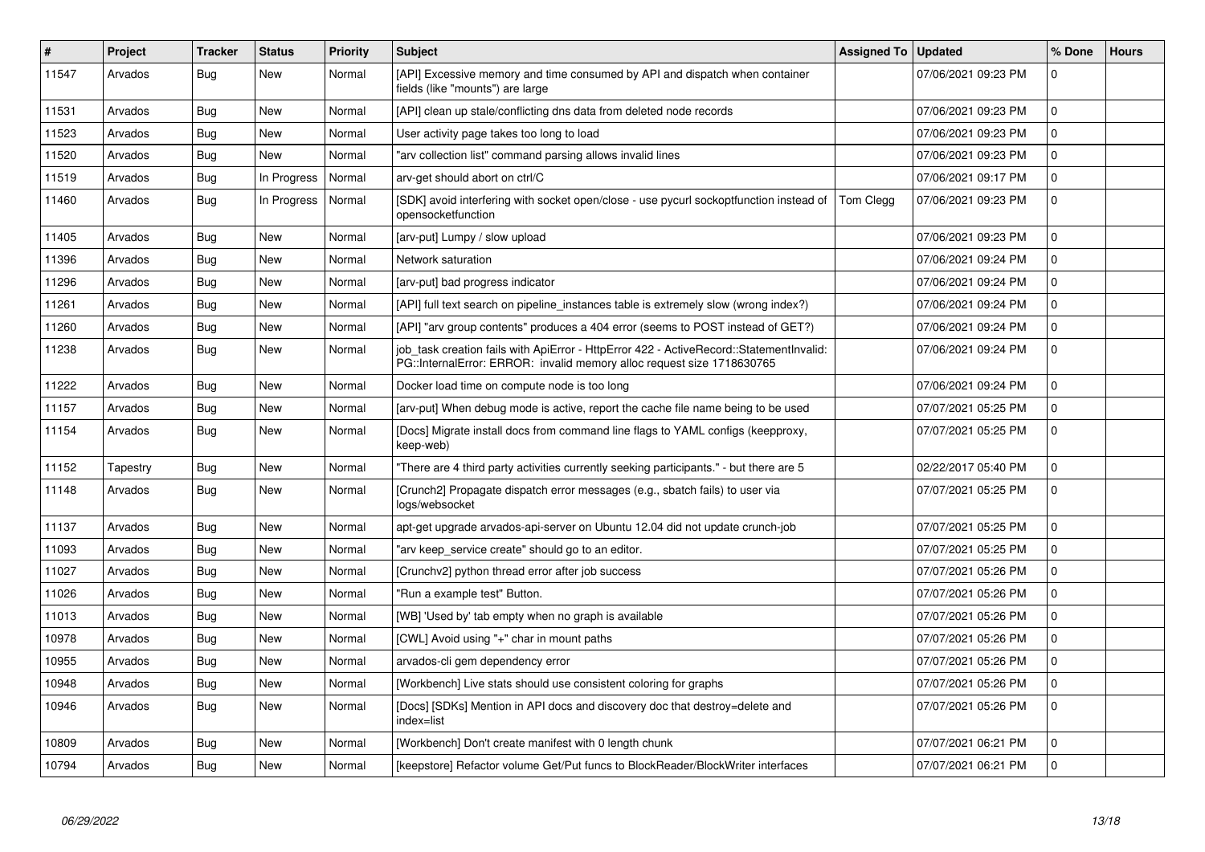| # | Project | Tracker | Status | Priority | Subject | Assigned To | Updated | % Done | Hours |
|---|---|---|---|---|---|---|---|---|---|
| 11547 | Arvados | Bug | New | Normal | [API] Excessive memory and time consumed by API and dispatch when container fields (like "mounts") are large | | 07/06/2021 09:23 PM | 0 | |
| 11531 | Arvados | Bug | New | Normal | [API] clean up stale/conflicting dns data from deleted node records | | 07/06/2021 09:23 PM | 0 | |
| 11523 | Arvados | Bug | New | Normal | User activity page takes too long to load | | 07/06/2021 09:23 PM | 0 | |
| 11520 | Arvados | Bug | New | Normal | "arv collection list" command parsing allows invalid lines | | 07/06/2021 09:23 PM | 0 | |
| 11519 | Arvados | Bug | In Progress | Normal | arv-get should abort on ctrl/C | | 07/06/2021 09:17 PM | 0 | |
| 11460 | Arvados | Bug | In Progress | Normal | [SDK] avoid interfering with socket open/close - use pycurl sockoptfunction instead of opensocketfunction | Tom Clegg | 07/06/2021 09:23 PM | 0 | |
| 11405 | Arvados | Bug | New | Normal | [arv-put] Lumpy / slow upload | | 07/06/2021 09:23 PM | 0 | |
| 11396 | Arvados | Bug | New | Normal | Network saturation | | 07/06/2021 09:24 PM | 0 | |
| 11296 | Arvados | Bug | New | Normal | [arv-put] bad progress indicator | | 07/06/2021 09:24 PM | 0 | |
| 11261 | Arvados | Bug | New | Normal | [API] full text search on pipeline_instances table is extremely slow (wrong index?) | | 07/06/2021 09:24 PM | 0 | |
| 11260 | Arvados | Bug | New | Normal | [API] "arv group contents" produces a 404 error (seems to POST instead of GET?) | | 07/06/2021 09:24 PM | 0 | |
| 11238 | Arvados | Bug | New | Normal | job_task creation fails with ApiError - HttpError 422 - ActiveRecord::StatementInvalid: PG::InternalError: ERROR: invalid memory alloc request size 1718630765 | | 07/06/2021 09:24 PM | 0 | |
| 11222 | Arvados | Bug | New | Normal | Docker load time on compute node is too long | | 07/06/2021 09:24 PM | 0 | |
| 11157 | Arvados | Bug | New | Normal | [arv-put] When debug mode is active, report the cache file name being to be used | | 07/07/2021 05:25 PM | 0 | |
| 11154 | Arvados | Bug | New | Normal | [Docs] Migrate install docs from command line flags to YAML configs (keepproxy, keep-web) | | 07/07/2021 05:25 PM | 0 | |
| 11152 | Tapestry | Bug | New | Normal | "There are 4 third party activities currently seeking participants." - but there are 5 | | 02/22/2017 05:40 PM | 0 | |
| 11148 | Arvados | Bug | New | Normal | [Crunch2] Propagate dispatch error messages (e.g., sbatch fails) to user via logs/websocket | | 07/07/2021 05:25 PM | 0 | |
| 11137 | Arvados | Bug | New | Normal | apt-get upgrade arvados-api-server on Ubuntu 12.04 did not update crunch-job | | 07/07/2021 05:25 PM | 0 | |
| 11093 | Arvados | Bug | New | Normal | "arv keep_service create" should go to an editor. | | 07/07/2021 05:25 PM | 0 | |
| 11027 | Arvados | Bug | New | Normal | [Crunchv2] python thread error after job success | | 07/07/2021 05:26 PM | 0 | |
| 11026 | Arvados | Bug | New | Normal | "Run a example test" Button. | | 07/07/2021 05:26 PM | 0 | |
| 11013 | Arvados | Bug | New | Normal | [WB] 'Used by' tab empty when no graph is available | | 07/07/2021 05:26 PM | 0 | |
| 10978 | Arvados | Bug | New | Normal | [CWL] Avoid using "+" char in mount paths | | 07/07/2021 05:26 PM | 0 | |
| 10955 | Arvados | Bug | New | Normal | arvados-cli gem dependency error | | 07/07/2021 05:26 PM | 0 | |
| 10948 | Arvados | Bug | New | Normal | [Workbench] Live stats should use consistent coloring for graphs | | 07/07/2021 05:26 PM | 0 | |
| 10946 | Arvados | Bug | New | Normal | [Docs] [SDKs] Mention in API docs and discovery doc that destroy=delete and index=list | | 07/07/2021 05:26 PM | 0 | |
| 10809 | Arvados | Bug | New | Normal | [Workbench] Don't create manifest with 0 length chunk | | 07/07/2021 06:21 PM | 0 | |
| 10794 | Arvados | Bug | New | Normal | [keepstore] Refactor volume Get/Put funcs to BlockReader/BlockWriter interfaces | | 07/07/2021 06:21 PM | 0 | |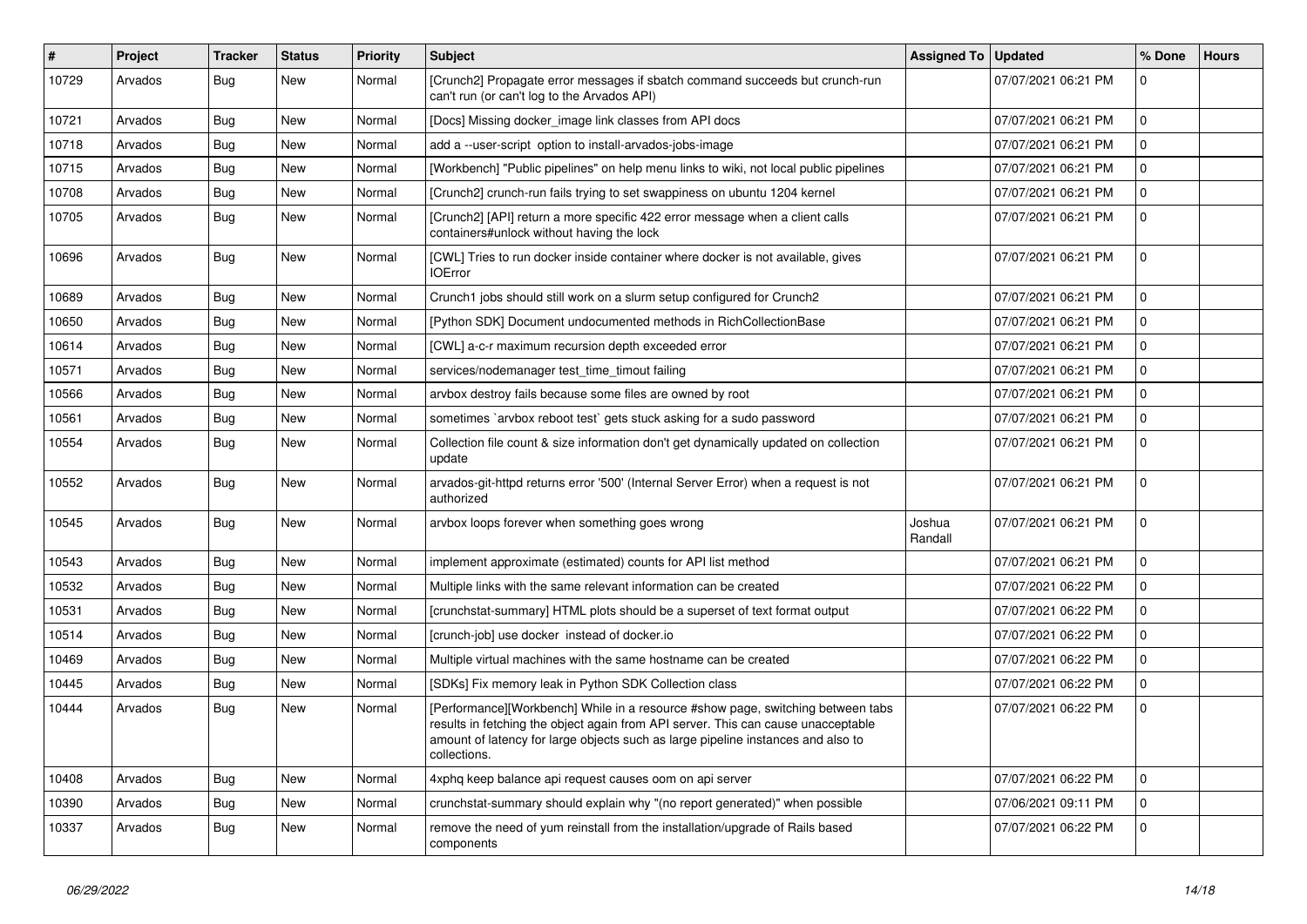| # | Project | Tracker | Status | Priority | Subject | Assigned To | Updated | % Done | Hours |
|---|---|---|---|---|---|---|---|---|---|
| 10729 | Arvados | Bug | New | Normal | [Crunch2] Propagate error messages if sbatch command succeeds but crunch-run can't run (or can't log to the Arvados API) | | 07/07/2021 06:21 PM | 0 | |
| 10721 | Arvados | Bug | New | Normal | [Docs] Missing docker_image link classes from API docs | | 07/07/2021 06:21 PM | 0 | |
| 10718 | Arvados | Bug | New | Normal | add a --user-script option to install-arvados-jobs-image | | 07/07/2021 06:21 PM | 0 | |
| 10715 | Arvados | Bug | New | Normal | [Workbench] "Public pipelines" on help menu links to wiki, not local public pipelines | | 07/07/2021 06:21 PM | 0 | |
| 10708 | Arvados | Bug | New | Normal | [Crunch2] crunch-run fails trying to set swappiness on ubuntu 1204 kernel | | 07/07/2021 06:21 PM | 0 | |
| 10705 | Arvados | Bug | New | Normal | [Crunch2] [API] return a more specific 422 error message when a client calls containers#unlock without having the lock | | 07/07/2021 06:21 PM | 0 | |
| 10696 | Arvados | Bug | New | Normal | [CWL] Tries to run docker inside container where docker is not available, gives IOError | | 07/07/2021 06:21 PM | 0 | |
| 10689 | Arvados | Bug | New | Normal | Crunch1 jobs should still work on a slurm setup configured for Crunch2 | | 07/07/2021 06:21 PM | 0 | |
| 10650 | Arvados | Bug | New | Normal | [Python SDK] Document undocumented methods in RichCollectionBase | | 07/07/2021 06:21 PM | 0 | |
| 10614 | Arvados | Bug | New | Normal | [CWL] a-c-r maximum recursion depth exceeded error | | 07/07/2021 06:21 PM | 0 | |
| 10571 | Arvados | Bug | New | Normal | services/nodemanager test_time_timout failing | | 07/07/2021 06:21 PM | 0 | |
| 10566 | Arvados | Bug | New | Normal | arvbox destroy fails because some files are owned by root | | 07/07/2021 06:21 PM | 0 | |
| 10561 | Arvados | Bug | New | Normal | sometimes `arvbox reboot test` gets stuck asking for a sudo password | | 07/07/2021 06:21 PM | 0 | |
| 10554 | Arvados | Bug | New | Normal | Collection file count & size information don't get dynamically updated on collection update | | 07/07/2021 06:21 PM | 0 | |
| 10552 | Arvados | Bug | New | Normal | arvados-git-httpd returns error '500' (Internal Server Error) when a request is not authorized | | 07/07/2021 06:21 PM | 0 | |
| 10545 | Arvados | Bug | New | Normal | arvbox loops forever when something goes wrong | Joshua Randall | 07/07/2021 06:21 PM | 0 | |
| 10543 | Arvados | Bug | New | Normal | implement approximate (estimated) counts for API list method | | 07/07/2021 06:21 PM | 0 | |
| 10532 | Arvados | Bug | New | Normal | Multiple links with the same relevant information can be created | | 07/07/2021 06:22 PM | 0 | |
| 10531 | Arvados | Bug | New | Normal | [crunchstat-summary] HTML plots should be a superset of text format output | | 07/07/2021 06:22 PM | 0 | |
| 10514 | Arvados | Bug | New | Normal | [crunch-job] use docker instead of docker.io | | 07/07/2021 06:22 PM | 0 | |
| 10469 | Arvados | Bug | New | Normal | Multiple virtual machines with the same hostname can be created | | 07/07/2021 06:22 PM | 0 | |
| 10445 | Arvados | Bug | New | Normal | [SDKs] Fix memory leak in Python SDK Collection class | | 07/07/2021 06:22 PM | 0 | |
| 10444 | Arvados | Bug | New | Normal | [Performance][Workbench] While in a resource #show page, switching between tabs results in fetching the object again from API server. This can cause unacceptable amount of latency for large objects such as large pipeline instances and also to collections. | | 07/07/2021 06:22 PM | 0 | |
| 10408 | Arvados | Bug | New | Normal | 4xphq keep balance api request causes oom on api server | | 07/07/2021 06:22 PM | 0 | |
| 10390 | Arvados | Bug | New | Normal | crunchstat-summary should explain why "(no report generated)" when possible | | 07/06/2021 09:11 PM | 0 | |
| 10337 | Arvados | Bug | New | Normal | remove the need of yum reinstall from the installation/upgrade of Rails based components | | 07/07/2021 06:22 PM | 0 | |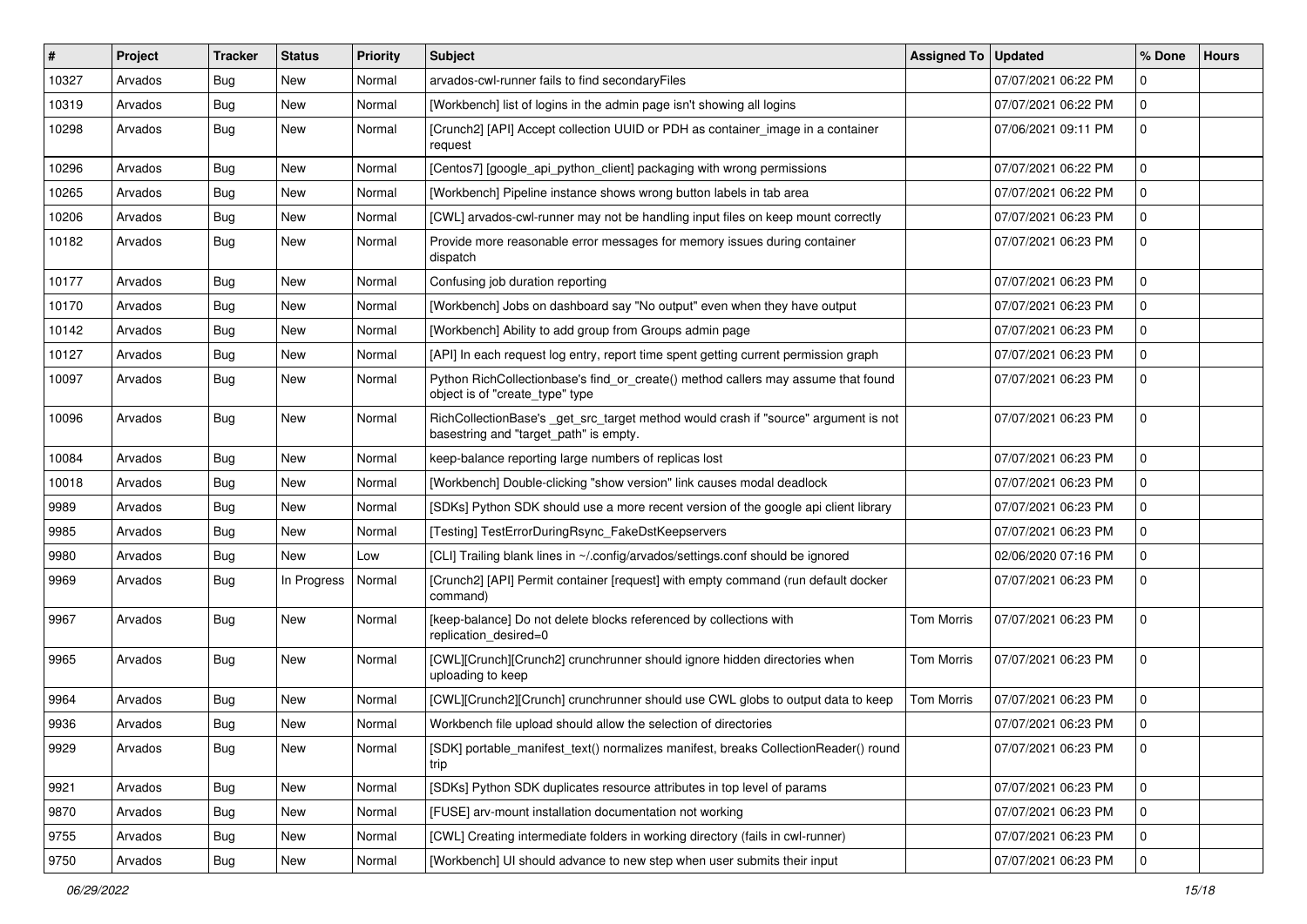| # | Project | Tracker | Status | Priority | Subject | Assigned To | Updated | % Done | Hours |
|---|---|---|---|---|---|---|---|---|---|
| 10327 | Arvados | Bug | New | Normal | arvados-cwl-runner fails to find secondaryFiles | | 07/07/2021 06:22 PM | 0 | |
| 10319 | Arvados | Bug | New | Normal | [Workbench] list of logins in the admin page isn't showing all logins | | 07/07/2021 06:22 PM | 0 | |
| 10298 | Arvados | Bug | New | Normal | [Crunch2] [API] Accept collection UUID or PDH as container_image in a container request | | 07/06/2021 09:11 PM | 0 | |
| 10296 | Arvados | Bug | New | Normal | [Centos7] [google_api_python_client] packaging with wrong permissions | | 07/07/2021 06:22 PM | 0 | |
| 10265 | Arvados | Bug | New | Normal | [Workbench] Pipeline instance shows wrong button labels in tab area | | 07/07/2021 06:22 PM | 0 | |
| 10206 | Arvados | Bug | New | Normal | [CWL] arvados-cwl-runner may not be handling input files on keep mount correctly | | 07/07/2021 06:23 PM | 0 | |
| 10182 | Arvados | Bug | New | Normal | Provide more reasonable error messages for memory issues during container dispatch | | 07/07/2021 06:23 PM | 0 | |
| 10177 | Arvados | Bug | New | Normal | Confusing job duration reporting | | 07/07/2021 06:23 PM | 0 | |
| 10170 | Arvados | Bug | New | Normal | [Workbench] Jobs on dashboard say "No output" even when they have output | | 07/07/2021 06:23 PM | 0 | |
| 10142 | Arvados | Bug | New | Normal | [Workbench] Ability to add group from Groups admin page | | 07/07/2021 06:23 PM | 0 | |
| 10127 | Arvados | Bug | New | Normal | [API] In each request log entry, report time spent getting current permission graph | | 07/07/2021 06:23 PM | 0 | |
| 10097 | Arvados | Bug | New | Normal | Python RichCollectionbase's find_or_create() method callers may assume that found object is of "create_type" type | | 07/07/2021 06:23 PM | 0 | |
| 10096 | Arvados | Bug | New | Normal | RichCollectionBase's _get_src_target method would crash if "source" argument is not basestring and "target_path" is empty. | | 07/07/2021 06:23 PM | 0 | |
| 10084 | Arvados | Bug | New | Normal | keep-balance reporting large numbers of replicas lost | | 07/07/2021 06:23 PM | 0 | |
| 10018 | Arvados | Bug | New | Normal | [Workbench] Double-clicking "show version" link causes modal deadlock | | 07/07/2021 06:23 PM | 0 | |
| 9989 | Arvados | Bug | New | Normal | [SDKs] Python SDK should use a more recent version of the google api client library | | 07/07/2021 06:23 PM | 0 | |
| 9985 | Arvados | Bug | New | Normal | [Testing] TestErrorDuringRsync_FakeDstKeepservers | | 07/07/2021 06:23 PM | 0 | |
| 9980 | Arvados | Bug | New | Low | [CLI] Trailing blank lines in ~/.config/arvados/settings.conf should be ignored | | 02/06/2020 07:16 PM | 0 | |
| 9969 | Arvados | Bug | In Progress | Normal | [Crunch2] [API] Permit container [request] with empty command (run default docker command) | | 07/07/2021 06:23 PM | 0 | |
| 9967 | Arvados | Bug | New | Normal | [keep-balance] Do not delete blocks referenced by collections with replication_desired=0 | Tom Morris | 07/07/2021 06:23 PM | 0 | |
| 9965 | Arvados | Bug | New | Normal | [CWL][Crunch][Crunch2] crunchrunner should ignore hidden directories when uploading to keep | Tom Morris | 07/07/2021 06:23 PM | 0 | |
| 9964 | Arvados | Bug | New | Normal | [CWL][Crunch2][Crunch] crunchrunner should use CWL globs to output data to keep | Tom Morris | 07/07/2021 06:23 PM | 0 | |
| 9936 | Arvados | Bug | New | Normal | Workbench file upload should allow the selection of directories | | 07/07/2021 06:23 PM | 0 | |
| 9929 | Arvados | Bug | New | Normal | [SDK] portable_manifest_text() normalizes manifest, breaks CollectionReader() round trip | | 07/07/2021 06:23 PM | 0 | |
| 9921 | Arvados | Bug | New | Normal | [SDKs] Python SDK duplicates resource attributes in top level of params | | 07/07/2021 06:23 PM | 0 | |
| 9870 | Arvados | Bug | New | Normal | [FUSE] arv-mount installation documentation not working | | 07/07/2021 06:23 PM | 0 | |
| 9755 | Arvados | Bug | New | Normal | [CWL] Creating intermediate folders in working directory (fails in cwl-runner) | | 07/07/2021 06:23 PM | 0 | |
| 9750 | Arvados | Bug | New | Normal | [Workbench] UI should advance to new step when user submits their input | | 07/07/2021 06:23 PM | 0 | |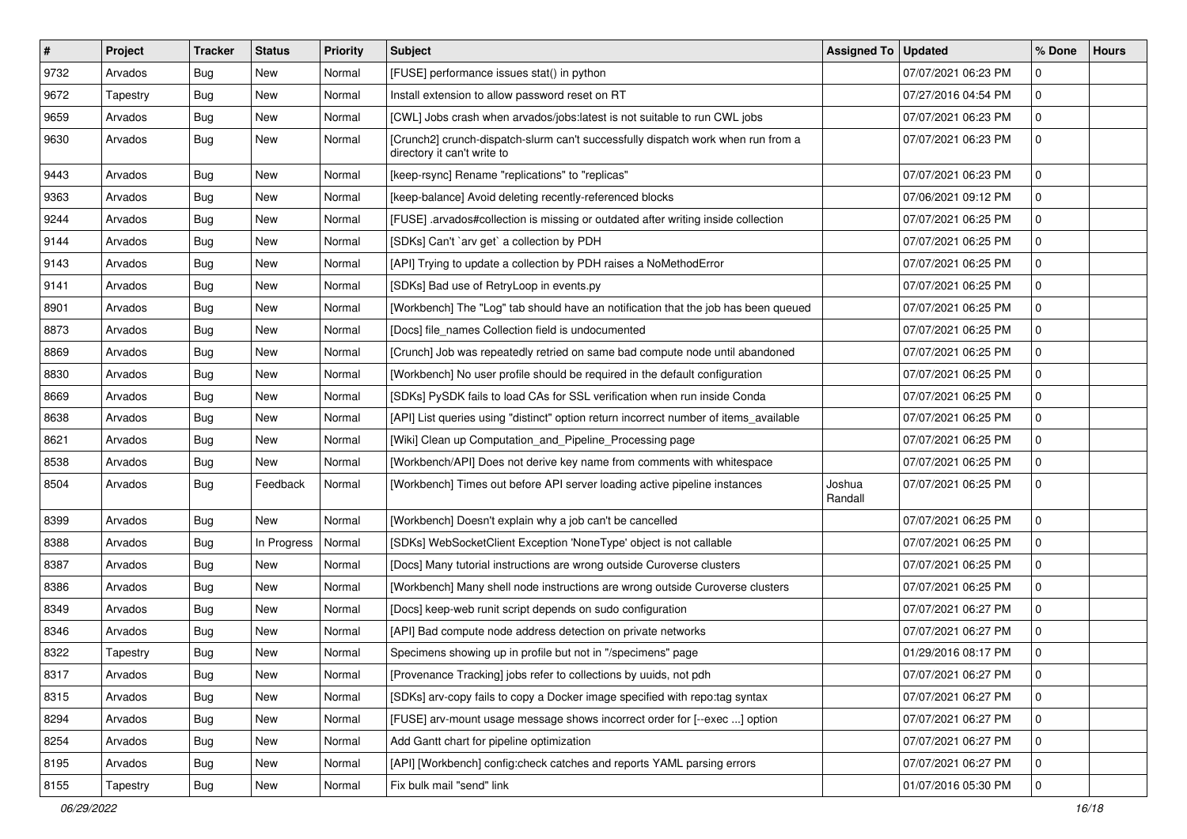| # | Project | Tracker | Status | Priority | Subject | Assigned To | Updated | % Done | Hours |
|---|---|---|---|---|---|---|---|---|---|
| 9732 | Arvados | Bug | New | Normal | [FUSE] performance issues stat() in python | | 07/07/2021 06:23 PM | 0 | |
| 9672 | Tapestry | Bug | New | Normal | Install extension to allow password reset on RT | | 07/27/2016 04:54 PM | 0 | |
| 9659 | Arvados | Bug | New | Normal | [CWL] Jobs crash when arvados/jobs:latest is not suitable to run CWL jobs | | 07/07/2021 06:23 PM | 0 | |
| 9630 | Arvados | Bug | New | Normal | [Crunch2] crunch-dispatch-slurm can't successfully dispatch work when run from a directory it can't write to | | 07/07/2021 06:23 PM | 0 | |
| 9443 | Arvados | Bug | New | Normal | [keep-rsync] Rename "replications" to "replicas" | | 07/07/2021 06:23 PM | 0 | |
| 9363 | Arvados | Bug | New | Normal | [keep-balance] Avoid deleting recently-referenced blocks | | 07/06/2021 09:12 PM | 0 | |
| 9244 | Arvados | Bug | New | Normal | [FUSE] .arvados#collection is missing or outdated after writing inside collection | | 07/07/2021 06:25 PM | 0 | |
| 9144 | Arvados | Bug | New | Normal | [SDKs] Can't `arv get` a collection by PDH | | 07/07/2021 06:25 PM | 0 | |
| 9143 | Arvados | Bug | New | Normal | [API] Trying to update a collection by PDH raises a NoMethodError | | 07/07/2021 06:25 PM | 0 | |
| 9141 | Arvados | Bug | New | Normal | [SDKs] Bad use of RetryLoop in events.py | | 07/07/2021 06:25 PM | 0 | |
| 8901 | Arvados | Bug | New | Normal | [Workbench] The "Log" tab should have an notification that the job has been queued | | 07/07/2021 06:25 PM | 0 | |
| 8873 | Arvados | Bug | New | Normal | [Docs] file_names Collection field is undocumented | | 07/07/2021 06:25 PM | 0 | |
| 8869 | Arvados | Bug | New | Normal | [Crunch] Job was repeatedly retried on same bad compute node until abandoned | | 07/07/2021 06:25 PM | 0 | |
| 8830 | Arvados | Bug | New | Normal | [Workbench] No user profile should be required in the default configuration | | 07/07/2021 06:25 PM | 0 | |
| 8669 | Arvados | Bug | New | Normal | [SDKs] PySDK fails to load CAs for SSL verification when run inside Conda | | 07/07/2021 06:25 PM | 0 | |
| 8638 | Arvados | Bug | New | Normal | [API] List queries using "distinct" option return incorrect number of items_available | | 07/07/2021 06:25 PM | 0 | |
| 8621 | Arvados | Bug | New | Normal | [Wiki] Clean up Computation_and_Pipeline_Processing page | | 07/07/2021 06:25 PM | 0 | |
| 8538 | Arvados | Bug | New | Normal | [Workbench/API] Does not derive key name from comments with whitespace | | 07/07/2021 06:25 PM | 0 | |
| 8504 | Arvados | Bug | Feedback | Normal | [Workbench] Times out before API server loading active pipeline instances | Joshua Randall | 07/07/2021 06:25 PM | 0 | |
| 8399 | Arvados | Bug | New | Normal | [Workbench] Doesn't explain why a job can't be cancelled | | 07/07/2021 06:25 PM | 0 | |
| 8388 | Arvados | Bug | In Progress | Normal | [SDKs] WebSocketClient Exception 'NoneType' object is not callable | | 07/07/2021 06:25 PM | 0 | |
| 8387 | Arvados | Bug | New | Normal | [Docs] Many tutorial instructions are wrong outside Curoverse clusters | | 07/07/2021 06:25 PM | 0 | |
| 8386 | Arvados | Bug | New | Normal | [Workbench] Many shell node instructions are wrong outside Curoverse clusters | | 07/07/2021 06:25 PM | 0 | |
| 8349 | Arvados | Bug | New | Normal | [Docs] keep-web runit script depends on sudo configuration | | 07/07/2021 06:27 PM | 0 | |
| 8346 | Arvados | Bug | New | Normal | [API] Bad compute node address detection on private networks | | 07/07/2021 06:27 PM | 0 | |
| 8322 | Tapestry | Bug | New | Normal | Specimens showing up in profile but not in "/specimens" page | | 01/29/2016 08:17 PM | 0 | |
| 8317 | Arvados | Bug | New | Normal | [Provenance Tracking] jobs refer to collections by uuids, not pdh | | 07/07/2021 06:27 PM | 0 | |
| 8315 | Arvados | Bug | New | Normal | [SDKs] arv-copy fails to copy a Docker image specified with repo:tag syntax | | 07/07/2021 06:27 PM | 0 | |
| 8294 | Arvados | Bug | New | Normal | [FUSE] arv-mount usage message shows incorrect order for [--exec ...] option | | 07/07/2021 06:27 PM | 0 | |
| 8254 | Arvados | Bug | New | Normal | Add Gantt chart for pipeline optimization | | 07/07/2021 06:27 PM | 0 | |
| 8195 | Arvados | Bug | New | Normal | [API] [Workbench] config:check catches and reports YAML parsing errors | | 07/07/2021 06:27 PM | 0 | |
| 8155 | Tapestry | Bug | New | Normal | Fix bulk mail "send" link | | 01/07/2016 05:30 PM | 0 | |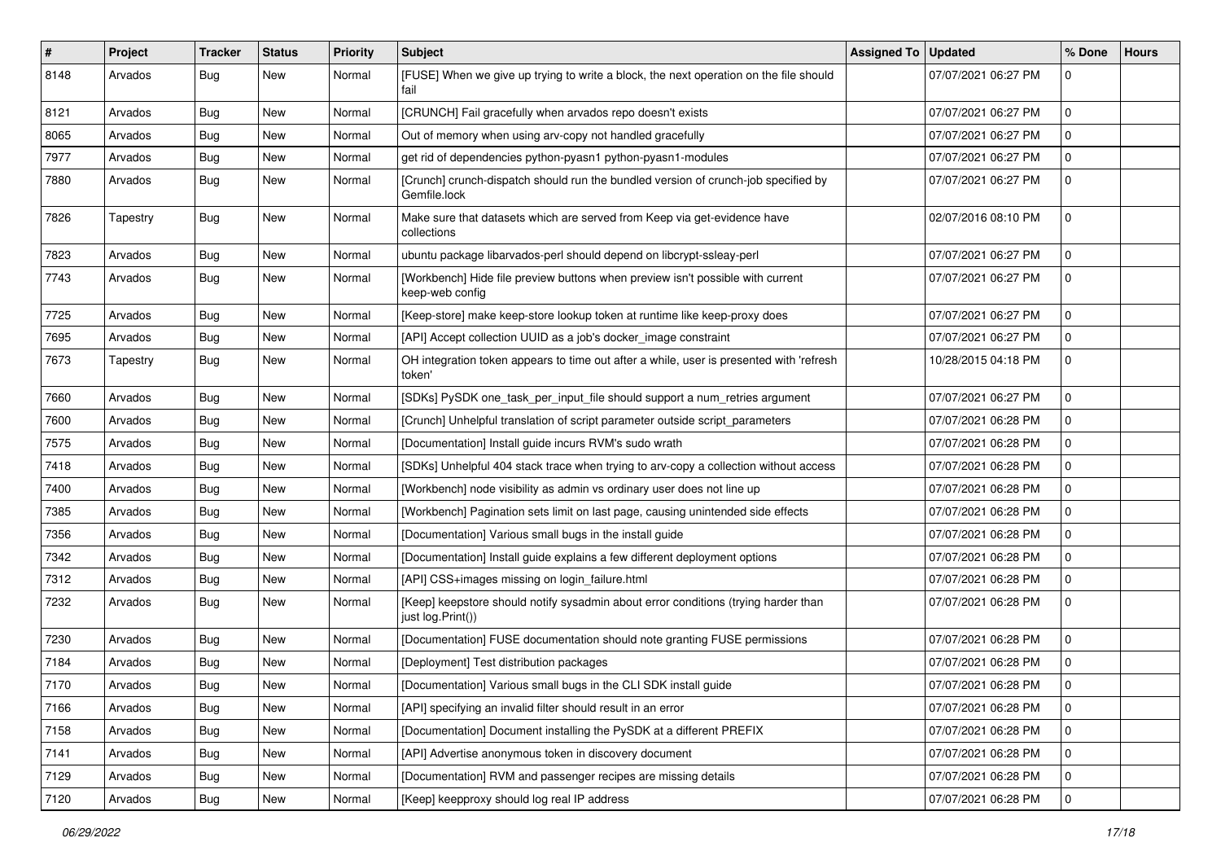| # | Project | Tracker | Status | Priority | Subject | Assigned To | Updated | % Done | Hours |
|---|---|---|---|---|---|---|---|---|---|
| 8148 | Arvados | Bug | New | Normal | [FUSE] When we give up trying to write a block, the next operation on the file should fail | | 07/07/2021 06:27 PM | 0 | |
| 8121 | Arvados | Bug | New | Normal | [CRUNCH] Fail gracefully when arvados repo doesn't exists | | 07/07/2021 06:27 PM | 0 | |
| 8065 | Arvados | Bug | New | Normal | Out of memory when using arv-copy not handled gracefully | | 07/07/2021 06:27 PM | 0 | |
| 7977 | Arvados | Bug | New | Normal | get rid of dependencies python-pyasn1 python-pyasn1-modules | | 07/07/2021 06:27 PM | 0 | |
| 7880 | Arvados | Bug | New | Normal | [Crunch] crunch-dispatch should run the bundled version of crunch-job specified by Gemfile.lock | | 07/07/2021 06:27 PM | 0 | |
| 7826 | Tapestry | Bug | New | Normal | Make sure that datasets which are served from Keep via get-evidence have collections | | 02/07/2016 08:10 PM | 0 | |
| 7823 | Arvados | Bug | New | Normal | ubuntu package libarvados-perl should depend on libcrypt-ssleay-perl | | 07/07/2021 06:27 PM | 0 | |
| 7743 | Arvados | Bug | New | Normal | [Workbench] Hide file preview buttons when preview isn't possible with current keep-web config | | 07/07/2021 06:27 PM | 0 | |
| 7725 | Arvados | Bug | New | Normal | [Keep-store] make keep-store lookup token at runtime like keep-proxy does | | 07/07/2021 06:27 PM | 0 | |
| 7695 | Arvados | Bug | New | Normal | [API] Accept collection UUID as a job's docker_image constraint | | 07/07/2021 06:27 PM | 0 | |
| 7673 | Tapestry | Bug | New | Normal | OH integration token appears to time out after a while, user is presented with 'refresh token' | | 10/28/2015 04:18 PM | 0 | |
| 7660 | Arvados | Bug | New | Normal | [SDKs] PySDK one_task_per_input_file should support a num_retries argument | | 07/07/2021 06:27 PM | 0 | |
| 7600 | Arvados | Bug | New | Normal | [Crunch] Unhelpful translation of script parameter outside script_parameters | | 07/07/2021 06:28 PM | 0 | |
| 7575 | Arvados | Bug | New | Normal | [Documentation] Install guide incurs RVM's sudo wrath | | 07/07/2021 06:28 PM | 0 | |
| 7418 | Arvados | Bug | New | Normal | [SDKs] Unhelpful 404 stack trace when trying to arv-copy a collection without access | | 07/07/2021 06:28 PM | 0 | |
| 7400 | Arvados | Bug | New | Normal | [Workbench] node visibility as admin vs ordinary user does not line up | | 07/07/2021 06:28 PM | 0 | |
| 7385 | Arvados | Bug | New | Normal | [Workbench] Pagination sets limit on last page, causing unintended side effects | | 07/07/2021 06:28 PM | 0 | |
| 7356 | Arvados | Bug | New | Normal | [Documentation] Various small bugs in the install guide | | 07/07/2021 06:28 PM | 0 | |
| 7342 | Arvados | Bug | New | Normal | [Documentation] Install guide explains a few different deployment options | | 07/07/2021 06:28 PM | 0 | |
| 7312 | Arvados | Bug | New | Normal | [API] CSS+images missing on login_failure.html | | 07/07/2021 06:28 PM | 0 | |
| 7232 | Arvados | Bug | New | Normal | [Keep] keepstore should notify sysadmin about error conditions (trying harder than just log.Print()) | | 07/07/2021 06:28 PM | 0 | |
| 7230 | Arvados | Bug | New | Normal | [Documentation] FUSE documentation should note granting FUSE permissions | | 07/07/2021 06:28 PM | 0 | |
| 7184 | Arvados | Bug | New | Normal | [Deployment] Test distribution packages | | 07/07/2021 06:28 PM | 0 | |
| 7170 | Arvados | Bug | New | Normal | [Documentation] Various small bugs in the CLI SDK install guide | | 07/07/2021 06:28 PM | 0 | |
| 7166 | Arvados | Bug | New | Normal | [API] specifying an invalid filter should result in an error | | 07/07/2021 06:28 PM | 0 | |
| 7158 | Arvados | Bug | New | Normal | [Documentation] Document installing the PySDK at a different PREFIX | | 07/07/2021 06:28 PM | 0 | |
| 7141 | Arvados | Bug | New | Normal | [API] Advertise anonymous token in discovery document | | 07/07/2021 06:28 PM | 0 | |
| 7129 | Arvados | Bug | New | Normal | [Documentation] RVM and passenger recipes are missing details | | 07/07/2021 06:28 PM | 0 | |
| 7120 | Arvados | Bug | New | Normal | [Keep] keepproxy should log real IP address | | 07/07/2021 06:28 PM | 0 | |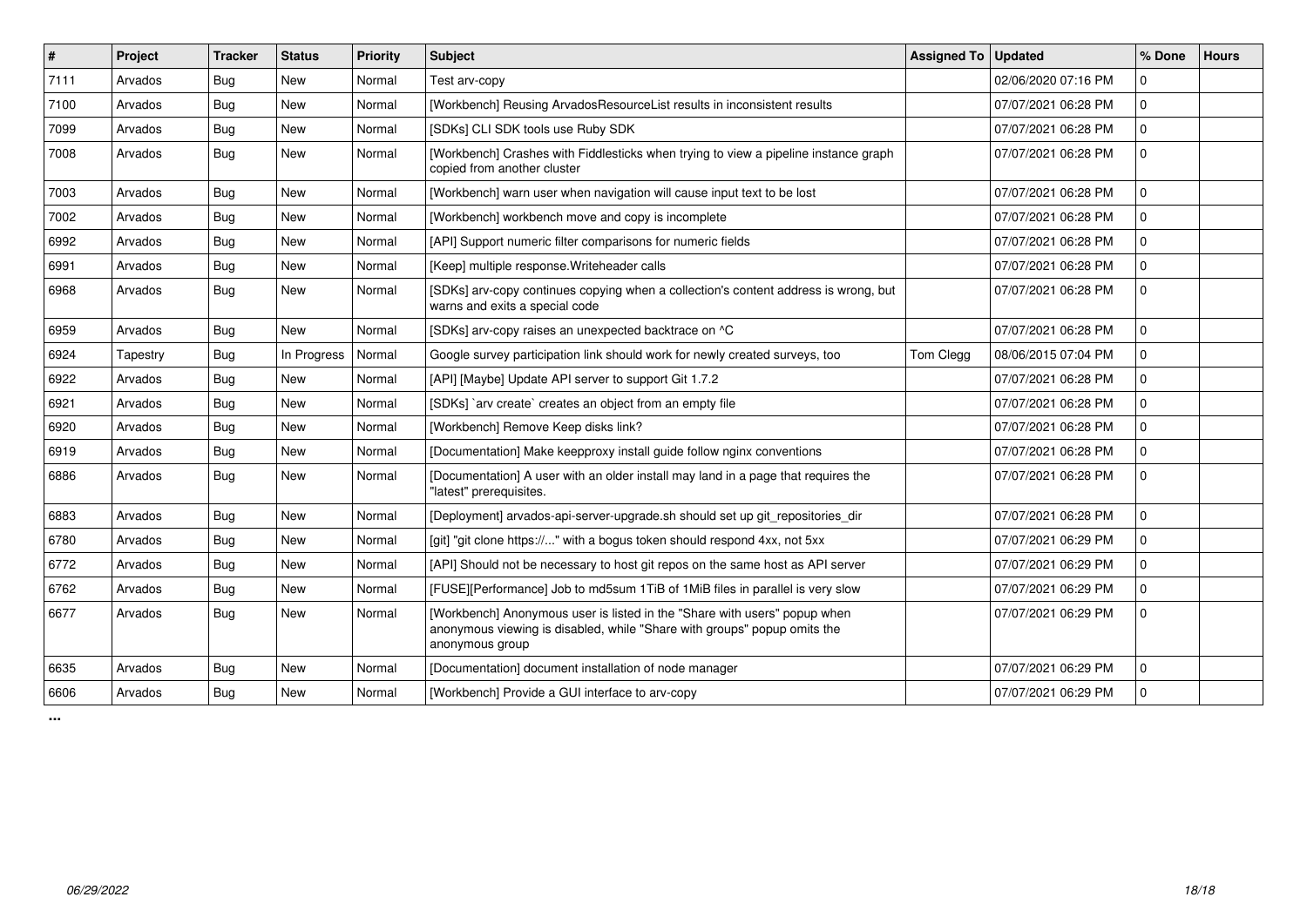| # | Project | Tracker | Status | Priority | Subject | Assigned To | Updated | % Done | Hours |
|---|---|---|---|---|---|---|---|---|---|
| 7111 | Arvados | Bug | New | Normal | Test arv-copy | | 02/06/2020 07:16 PM | 0 | |
| 7100 | Arvados | Bug | New | Normal | [Workbench] Reusing ArvadosResourceList results in inconsistent results | | 07/07/2021 06:28 PM | 0 | |
| 7099 | Arvados | Bug | New | Normal | [SDKs] CLI SDK tools use Ruby SDK | | 07/07/2021 06:28 PM | 0 | |
| 7008 | Arvados | Bug | New | Normal | [Workbench] Crashes with Fiddlesticks when trying to view a pipeline instance graph copied from another cluster | | 07/07/2021 06:28 PM | 0 | |
| 7003 | Arvados | Bug | New | Normal | [Workbench] warn user when navigation will cause input text to be lost | | 07/07/2021 06:28 PM | 0 | |
| 7002 | Arvados | Bug | New | Normal | [Workbench] workbench move and copy is incomplete | | 07/07/2021 06:28 PM | 0 | |
| 6992 | Arvados | Bug | New | Normal | [API] Support numeric filter comparisons for numeric fields | | 07/07/2021 06:28 PM | 0 | |
| 6991 | Arvados | Bug | New | Normal | [Keep] multiple response.Writeheader calls | | 07/07/2021 06:28 PM | 0 | |
| 6968 | Arvados | Bug | New | Normal | [SDKs] arv-copy continues copying when a collection's content address is wrong, but warns and exits a special code | | 07/07/2021 06:28 PM | 0 | |
| 6959 | Arvados | Bug | New | Normal | [SDKs] arv-copy raises an unexpected backtrace on ^C | | 07/07/2021 06:28 PM | 0 | |
| 6924 | Tapestry | Bug | In Progress | Normal | Google survey participation link should work for newly created surveys, too | Tom Clegg | 08/06/2015 07:04 PM | 0 | |
| 6922 | Arvados | Bug | New | Normal | [API] [Maybe] Update API server to support Git 1.7.2 | | 07/07/2021 06:28 PM | 0 | |
| 6921 | Arvados | Bug | New | Normal | [SDKs] `arv create` creates an object from an empty file | | 07/07/2021 06:28 PM | 0 | |
| 6920 | Arvados | Bug | New | Normal | [Workbench] Remove Keep disks link? | | 07/07/2021 06:28 PM | 0 | |
| 6919 | Arvados | Bug | New | Normal | [Documentation] Make keepproxy install guide follow nginx conventions | | 07/07/2021 06:28 PM | 0 | |
| 6886 | Arvados | Bug | New | Normal | [Documentation] A user with an older install may land in a page that requires the "latest" prerequisites. | | 07/07/2021 06:28 PM | 0 | |
| 6883 | Arvados | Bug | New | Normal | [Deployment] arvados-api-server-upgrade.sh should set up git_repositories_dir | | 07/07/2021 06:28 PM | 0 | |
| 6780 | Arvados | Bug | New | Normal | [git] "git clone https://..." with a bogus token should respond 4xx, not 5xx | | 07/07/2021 06:29 PM | 0 | |
| 6772 | Arvados | Bug | New | Normal | [API] Should not be necessary to host git repos on the same host as API server | | 07/07/2021 06:29 PM | 0 | |
| 6762 | Arvados | Bug | New | Normal | [FUSE][Performance] Job to md5sum 1TiB of 1MiB files in parallel is very slow | | 07/07/2021 06:29 PM | 0 | |
| 6677 | Arvados | Bug | New | Normal | [Workbench] Anonymous user is listed in the "Share with users" popup when anonymous viewing is disabled, while "Share with groups" popup omits the anonymous group | | 07/07/2021 06:29 PM | 0 | |
| 6635 | Arvados | Bug | New | Normal | [Documentation] document installation of node manager | | 07/07/2021 06:29 PM | 0 | |
| 6606 | Arvados | Bug | New | Normal | [Workbench] Provide a GUI interface to arv-copy | | 07/07/2021 06:29 PM | 0 | |

...